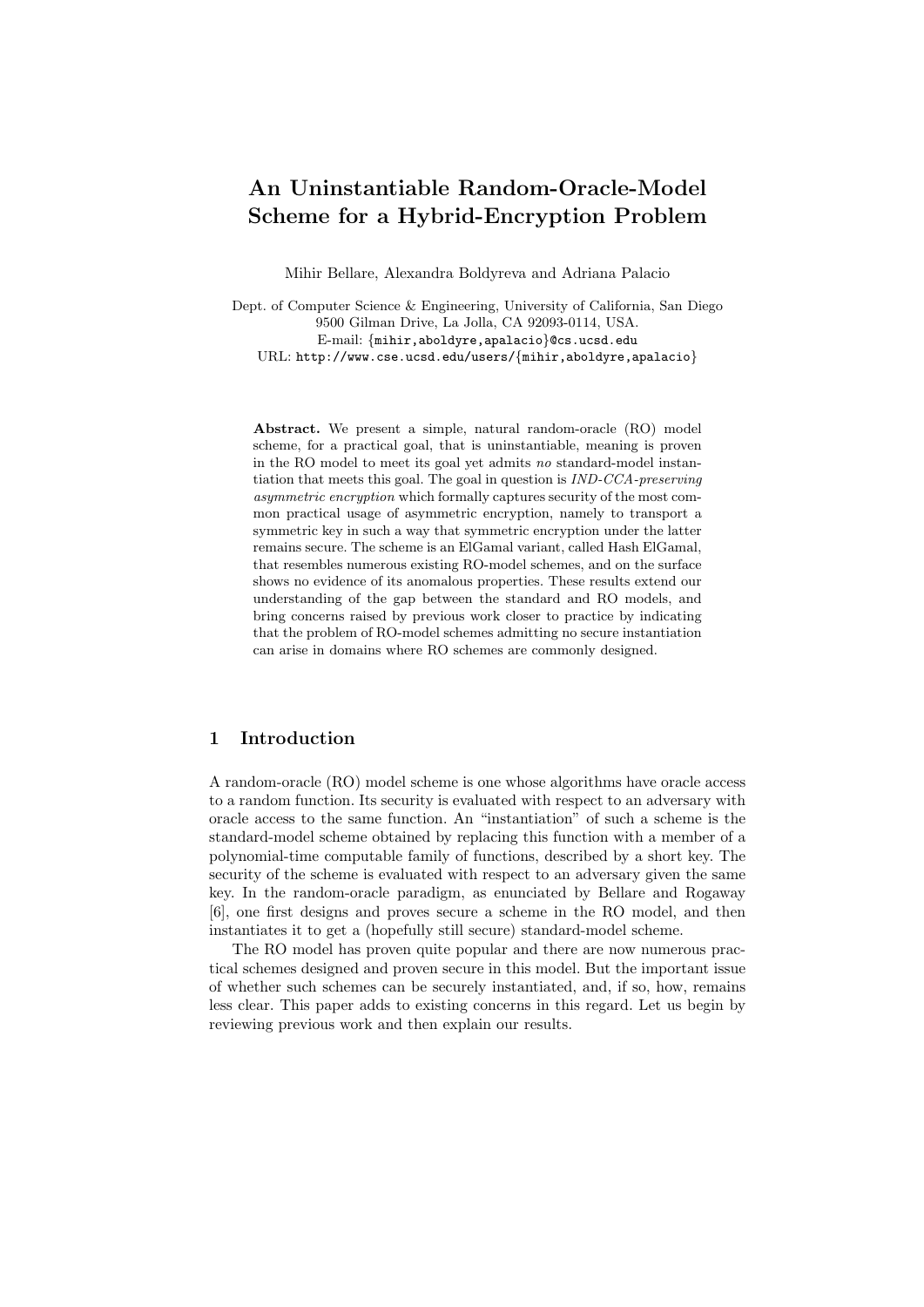# An Uninstantiable Random-Oracle-Model Scheme for a Hybrid-Encryption Problem

Mihir Bellare, Alexandra Boldyreva and Adriana Palacio

Dept. of Computer Science & Engineering, University of California, San Diego
9500 Gilman Drive, La Jolla, CA 92093-0114, USA.
E-mail: {mihir,aboldyre,apalacio}@cs.ucsd.edu
URL: http://www.cse.ucsd.edu/users/{mihir,aboldyre,apalacio}

**Abstract.** We present a simple, natural random-oracle (RO) model scheme, for a practical goal, that is uninstantiable, meaning is proven in the RO model to meet its goal yet admits *no* standard-model instantiation that meets this goal. The goal in question is *IND-CCA-preserving asymmetric encryption* which formally captures security of the most common practical usage of asymmetric encryption, namely to transport a symmetric key in such a way that symmetric encryption under the latter remains secure. The scheme is an ElGamal variant, called Hash ElGamal, that resembles numerous existing RO-model schemes, and on the surface shows no evidence of its anomalous properties. These results extend our understanding of the gap between the standard and RO models, and bring concerns raised by previous work closer to practice by indicating that the problem of RO-model schemes admitting no secure instantiation can arise in domains where RO schemes are commonly designed.

## 1 Introduction

A random-oracle (RO) model scheme is one whose algorithms have oracle access to a random function. Its security is evaluated with respect to an adversary with oracle access to the same function. An "instantiation" of such a scheme is the standard-model scheme obtained by replacing this function with a member of a polynomial-time computable family of functions, described by a short key. The security of the scheme is evaluated with respect to an adversary given the same key. In the random-oracle paradigm, as enunciated by Bellare and Rogaway [6], one first designs and proves secure a scheme in the RO model, and then instantiates it to get a (hopefully still secure) standard-model scheme.

The RO model has proven quite popular and there are now numerous practical schemes designed and proven secure in this model. But the important issue of whether such schemes can be securely instantiated, and, if so, how, remains less clear. This paper adds to existing concerns in this regard. Let us begin by reviewing previous work and then explain our results.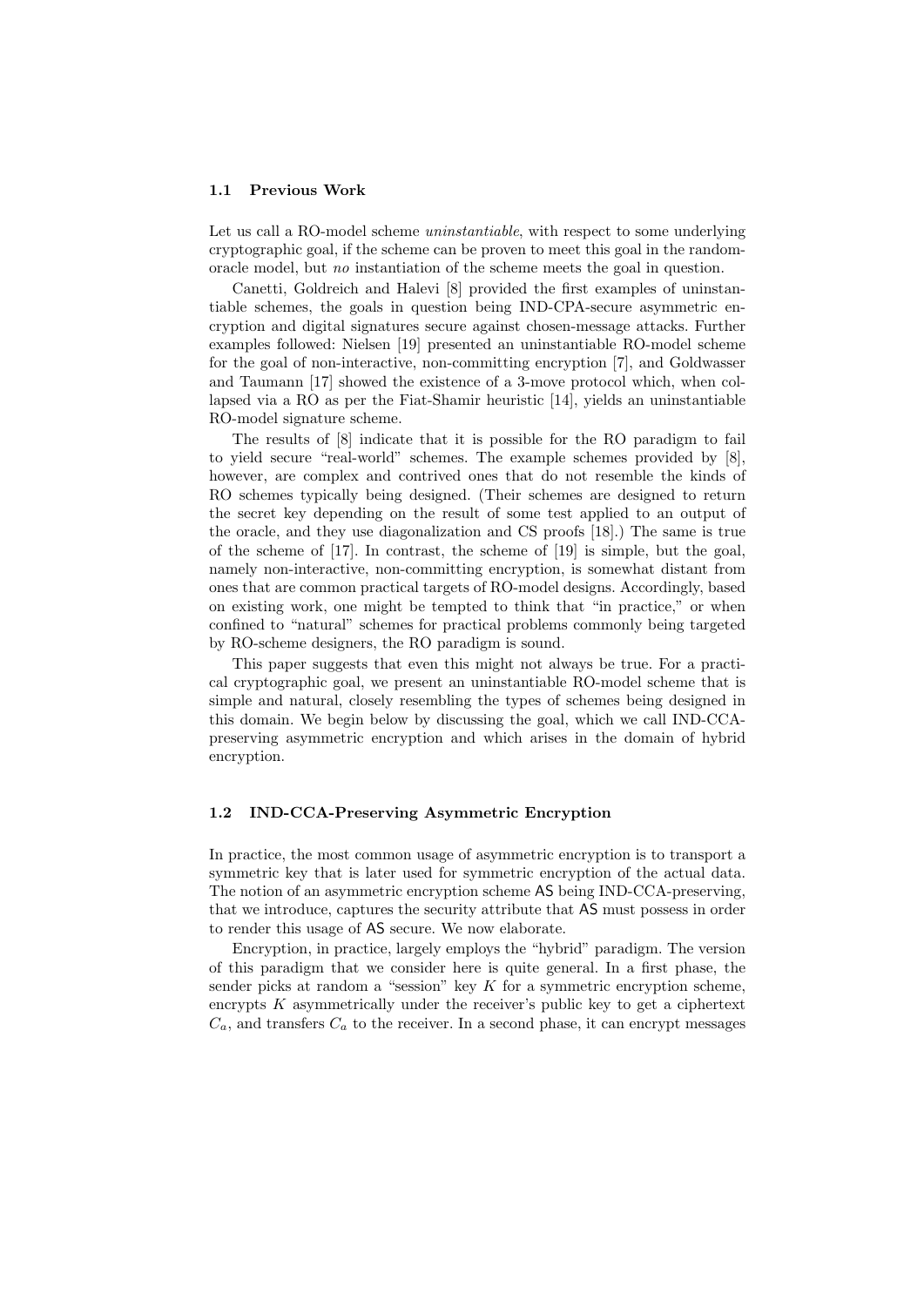### 1.1 Previous Work

Let us call a RO-model scheme *uninstantiable*, with respect to some underlying cryptographic goal, if the scheme can be proven to meet this goal in the random-oracle model, but *no* instantiation of the scheme meets the goal in question.

Canetti, Goldreich and Halevi [8] provided the first examples of uninstantiable schemes, the goals in question being IND-CPA-secure asymmetric encryption and digital signatures secure against chosen-message attacks. Further examples followed: Nielsen [19] presented an uninstantiable RO-model scheme for the goal of non-interactive, non-committing encryption [7], and Goldwasser and Taumann [17] showed the existence of a 3-move protocol which, when collapsed via a RO as per the Fiat-Shamir heuristic [14], yields an uninstantiable RO-model signature scheme.

The results of [8] indicate that it is possible for the RO paradigm to fail to yield secure "real-world" schemes. The example schemes provided by [8], however, are complex and contrived ones that do not resemble the kinds of RO schemes typically being designed. (Their schemes are designed to return the secret key depending on the result of some test applied to an output of the oracle, and they use diagonalization and CS proofs [18].) The same is true of the scheme of [17]. In contrast, the scheme of [19] is simple, but the goal, namely non-interactive, non-committing encryption, is somewhat distant from ones that are common practical targets of RO-model designs. Accordingly, based on existing work, one might be tempted to think that "in practice," or when confined to "natural" schemes for practical problems commonly being targeted by RO-scheme designers, the RO paradigm is sound.

This paper suggests that even this might not always be true. For a practical cryptographic goal, we present an uninstantiable RO-model scheme that is simple and natural, closely resembling the types of schemes being designed in this domain. We begin below by discussing the goal, which we call IND-CCA-preserving asymmetric encryption and which arises in the domain of hybrid encryption.

### 1.2 IND-CCA-Preserving Asymmetric Encryption

In practice, the most common usage of asymmetric encryption is to transport a symmetric key that is later used for symmetric encryption of the actual data. The notion of an asymmetric encryption scheme AS being IND-CCA-preserving, that we introduce, captures the security attribute that AS must possess in order to render this usage of AS secure. We now elaborate.

Encryption, in practice, largely employs the "hybrid" paradigm. The version of this paradigm that we consider here is quite general. In a first phase, the sender picks at random a "session" key $K$ for a symmetric encryption scheme, encrypts $K$ asymmetrically under the receiver's public key to get a ciphertext $C_a$, and transfers $C_a$ to the receiver. In a second phase, it can encrypt messages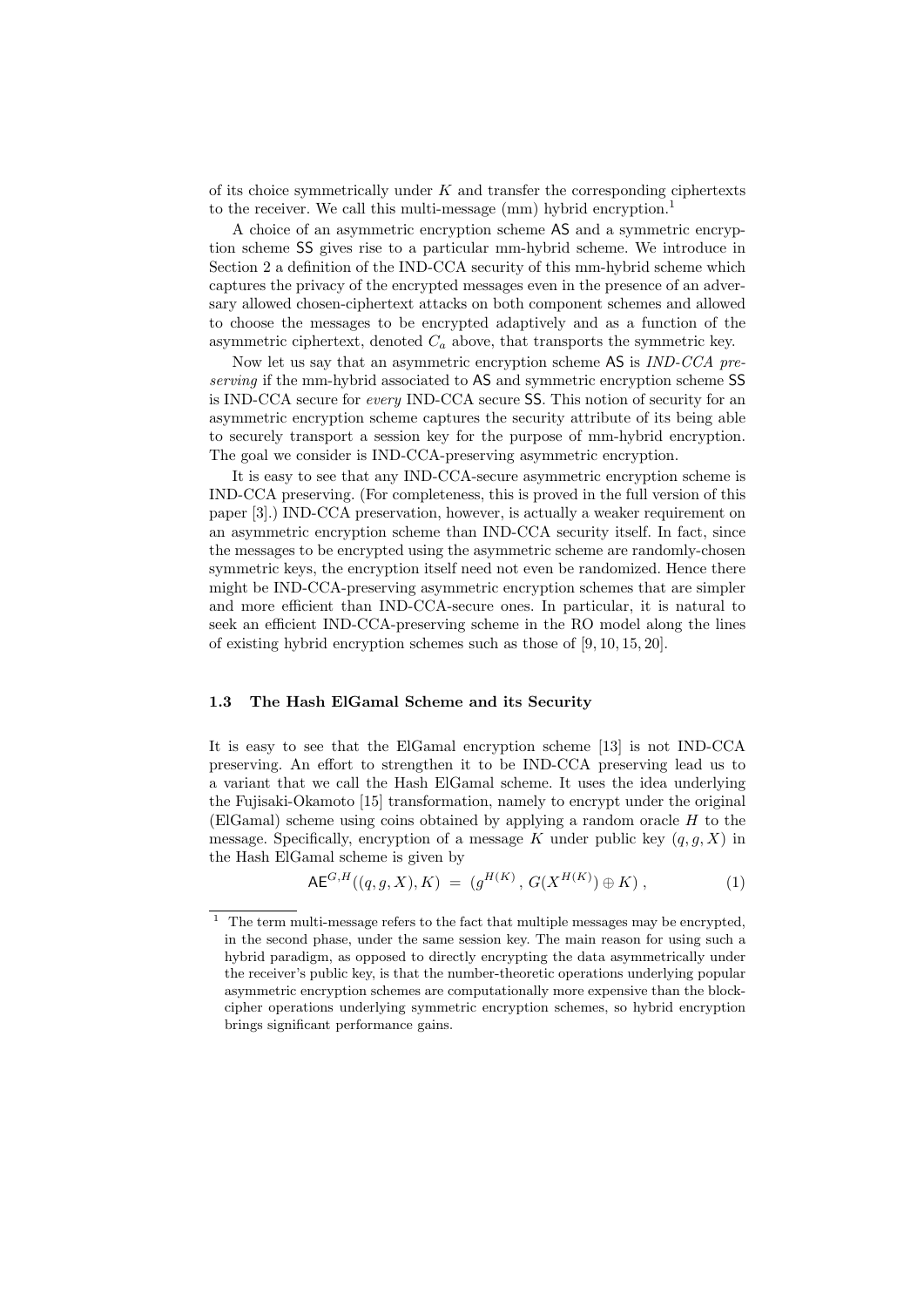of its choice symmetrically under $K$ and transfer the corresponding ciphertexts to the receiver. We call this multi-message (mm) hybrid encryption.[1]

A choice of an asymmetric encryption scheme $\mathsf{AS}$ and a symmetric encryption scheme $\mathsf{SS}$ gives rise to a particular mm-hybrid scheme. We introduce in Section 2 a definition of the IND-CCA security of this mm-hybrid scheme which captures the privacy of the encrypted messages even in the presence of an adversary allowed chosen-ciphertext attacks on both component schemes and allowed to choose the messages to be encrypted adaptively and as a function of the asymmetric ciphertext, denoted $C_a$ above, that transports the symmetric key.

Now let us say that an asymmetric encryption scheme $\mathsf{AS}$ is *IND-CCA preserving* if the mm-hybrid associated to $\mathsf{AS}$ and symmetric encryption scheme $\mathsf{SS}$ is IND-CCA secure for *every* IND-CCA secure $\mathsf{SS}$. This notion of security for an asymmetric encryption scheme captures the security attribute of its being able to securely transport a session key for the purpose of mm-hybrid encryption. The goal we consider is IND-CCA-preserving asymmetric encryption.

It is easy to see that any IND-CCA-secure asymmetric encryption scheme is IND-CCA preserving. (For completeness, this is proved in the full version of this paper [3].) IND-CCA preservation, however, is actually a weaker requirement on an asymmetric encryption scheme than IND-CCA security itself. In fact, since the messages to be encrypted using the asymmetric scheme are randomly-chosen symmetric keys, the encryption itself need not even be randomized. Hence there might be IND-CCA-preserving asymmetric encryption schemes that are simpler and more efficient than IND-CCA-secure ones. In particular, it is natural to seek an efficient IND-CCA-preserving scheme in the RO model along the lines of existing hybrid encryption schemes such as those of [9, 10, 15, 20].

### 1.3 The Hash ElGamal Scheme and its Security

It is easy to see that the ElGamal encryption scheme [13] is not IND-CCA preserving. An effort to strengthen it to be IND-CCA preserving lead us to a variant that we call the Hash ElGamal scheme. It uses the idea underlying the Fujisaki-Okamoto [15] transformation, namely to encrypt under the original (ElGamal) scheme using coins obtained by applying a random oracle $H$ to the message. Specifically, encryption of a message $K$ under public key $(q, g, X)$ in the Hash ElGamal scheme is given by

$$\mathsf{AE}^{G,H}((q, g, X), K) \;=\; (g^{H(K)}\,,\, G(X^{H(K)}) \oplus K)\,, \tag{1}$$

[1] The term multi-message refers to the fact that multiple messages may be encrypted, in the second phase, under the same session key. The main reason for using such a hybrid paradigm, as opposed to directly encrypting the data asymmetrically under the receiver's public key, is that the number-theoretic operations underlying popular asymmetric encryption schemes are computationally more expensive than the block-cipher operations underlying symmetric encryption schemes, so hybrid encryption brings significant performance gains.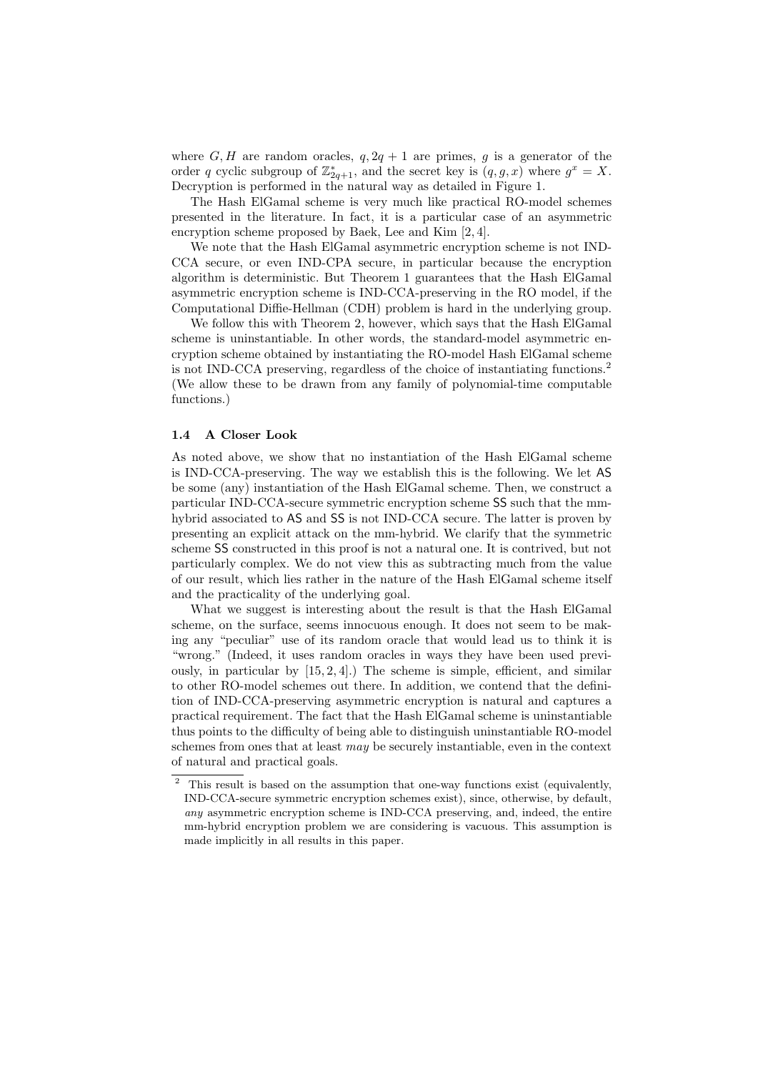where $G, H$ are random oracles, $q, 2q + 1$ are primes, $g$ is a generator of the order $q$ cyclic subgroup of $\mathbb{Z}_{2q+1}^*$, and the secret key is $(q, g, x)$ where $g^x = X$. Decryption is performed in the natural way as detailed in Figure 1.

The Hash ElGamal scheme is very much like practical RO-model schemes presented in the literature. In fact, it is a particular case of an asymmetric encryption scheme proposed by Baek, Lee and Kim [2, 4].

We note that the Hash ElGamal asymmetric encryption scheme is not IND-CCA secure, or even IND-CPA secure, in particular because the encryption algorithm is deterministic. But Theorem 1 guarantees that the Hash ElGamal asymmetric encryption scheme is IND-CCA-preserving in the RO model, if the Computational Diffie-Hellman (CDH) problem is hard in the underlying group.

We follow this with Theorem 2, however, which says that the Hash ElGamal scheme is uninstantiable. In other words, the standard-model asymmetric encryption scheme obtained by instantiating the RO-model Hash ElGamal scheme is not IND-CCA preserving, regardless of the choice of instantiating functions.[2] (We allow these to be drawn from any family of polynomial-time computable functions.)

### 1.4 A Closer Look

As noted above, we show that no instantiation of the Hash ElGamal scheme is IND-CCA-preserving. The way we establish this is the following. We let AS be some (any) instantiation of the Hash ElGamal scheme. Then, we construct a particular IND-CCA-secure symmetric encryption scheme SS such that the mm-hybrid associated to AS and SS is not IND-CCA secure. The latter is proven by presenting an explicit attack on the mm-hybrid. We clarify that the symmetric scheme SS constructed in this proof is not a natural one. It is contrived, but not particularly complex. We do not view this as subtracting much from the value of our result, which lies rather in the nature of the Hash ElGamal scheme itself and the practicality of the underlying goal.

What we suggest is interesting about the result is that the Hash ElGamal scheme, on the surface, seems innocuous enough. It does not seem to be making any "peculiar" use of its random oracle that would lead us to think it is "wrong." (Indeed, it uses random oracles in ways they have been used previously, in particular by [15, 2, 4].) The scheme is simple, efficient, and similar to other RO-model schemes out there. In addition, we contend that the definition of IND-CCA-preserving asymmetric encryption is natural and captures a practical requirement. The fact that the Hash ElGamal scheme is uninstantiable thus points to the difficulty of being able to distinguish uninstantiable RO-model schemes from ones that at least *may* be securely instantiable, even in the context of natural and practical goals.

[2] This result is based on the assumption that one-way functions exist (equivalently, IND-CCA-secure symmetric encryption schemes exist), since, otherwise, by default, *any* asymmetric encryption scheme is IND-CCA preserving, and, indeed, the entire mm-hybrid encryption problem we are considering is vacuous. This assumption is made implicitly in all results in this paper.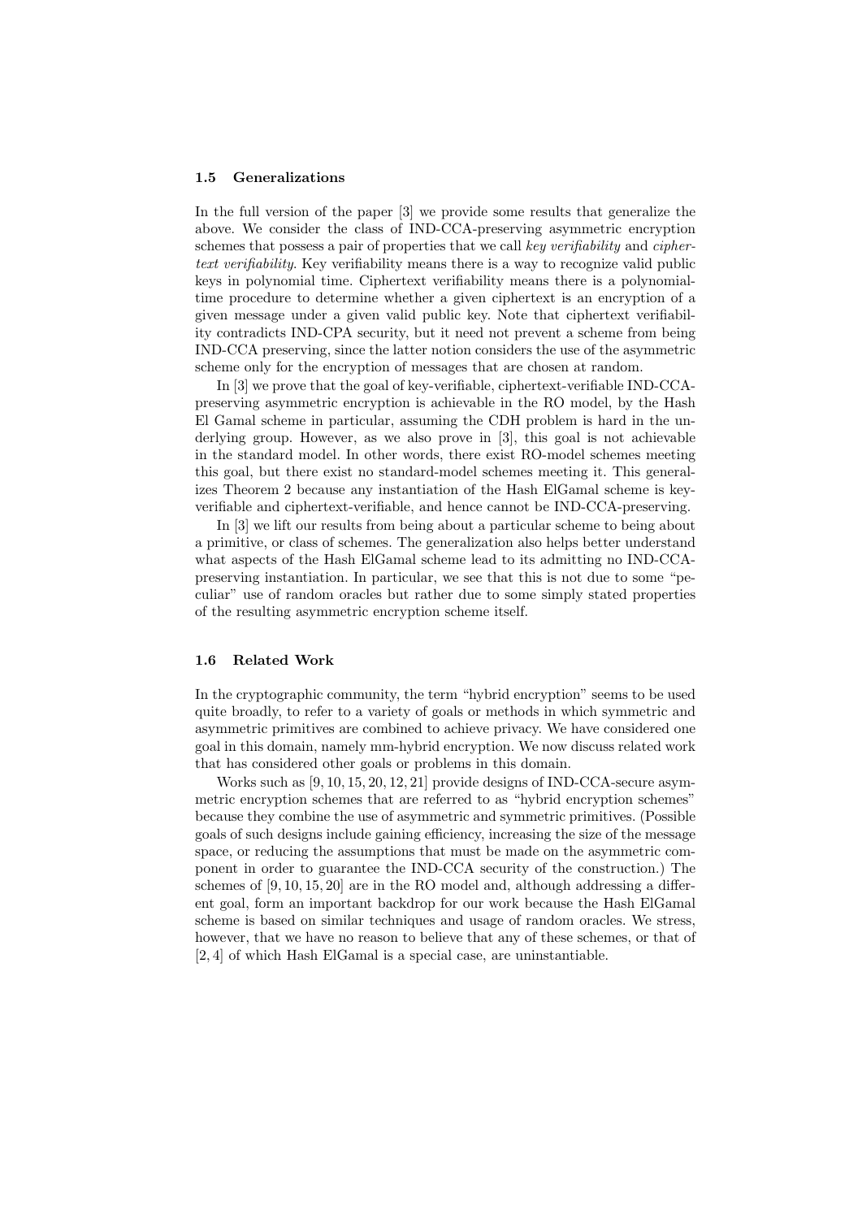### 1.5 Generalizations

In the full version of the paper [3] we provide some results that generalize the above. We consider the class of IND-CCA-preserving asymmetric encryption schemes that possess a pair of properties that we call *key verifiability* and *ciphertext verifiability*. Key verifiability means there is a way to recognize valid public keys in polynomial time. Ciphertext verifiability means there is a polynomial-time procedure to determine whether a given ciphertext is an encryption of a given message under a given valid public key. Note that ciphertext verifiability contradicts IND-CPA security, but it need not prevent a scheme from being IND-CCA preserving, since the latter notion considers the use of the asymmetric scheme only for the encryption of messages that are chosen at random.

In [3] we prove that the goal of key-verifiable, ciphertext-verifiable IND-CCA-preserving asymmetric encryption is achievable in the RO model, by the Hash El Gamal scheme in particular, assuming the CDH problem is hard in the underlying group. However, as we also prove in [3], this goal is not achievable in the standard model. In other words, there exist RO-model schemes meeting this goal, but there exist no standard-model schemes meeting it. This generalizes Theorem 2 because any instantiation of the Hash ElGamal scheme is key-verifiable and ciphertext-verifiable, and hence cannot be IND-CCA-preserving.

In [3] we lift our results from being about a particular scheme to being about a primitive, or class of schemes. The generalization also helps better understand what aspects of the Hash ElGamal scheme lead to its admitting no IND-CCA-preserving instantiation. In particular, we see that this is not due to some "peculiar" use of random oracles but rather due to some simply stated properties of the resulting asymmetric encryption scheme itself.

### 1.6 Related Work

In the cryptographic community, the term "hybrid encryption" seems to be used quite broadly, to refer to a variety of goals or methods in which symmetric and asymmetric primitives are combined to achieve privacy. We have considered one goal in this domain, namely mm-hybrid encryption. We now discuss related work that has considered other goals or problems in this domain.

Works such as [9, 10, 15, 20, 12, 21] provide designs of IND-CCA-secure asymmetric encryption schemes that are referred to as "hybrid encryption schemes" because they combine the use of asymmetric and symmetric primitives. (Possible goals of such designs include gaining efficiency, increasing the size of the message space, or reducing the assumptions that must be made on the asymmetric component in order to guarantee the IND-CCA security of the construction.) The schemes of [9, 10, 15, 20] are in the RO model and, although addressing a different goal, form an important backdrop for our work because the Hash ElGamal scheme is based on similar techniques and usage of random oracles. We stress, however, that we have no reason to believe that any of these schemes, or that of [2, 4] of which Hash ElGamal is a special case, are uninstantiable.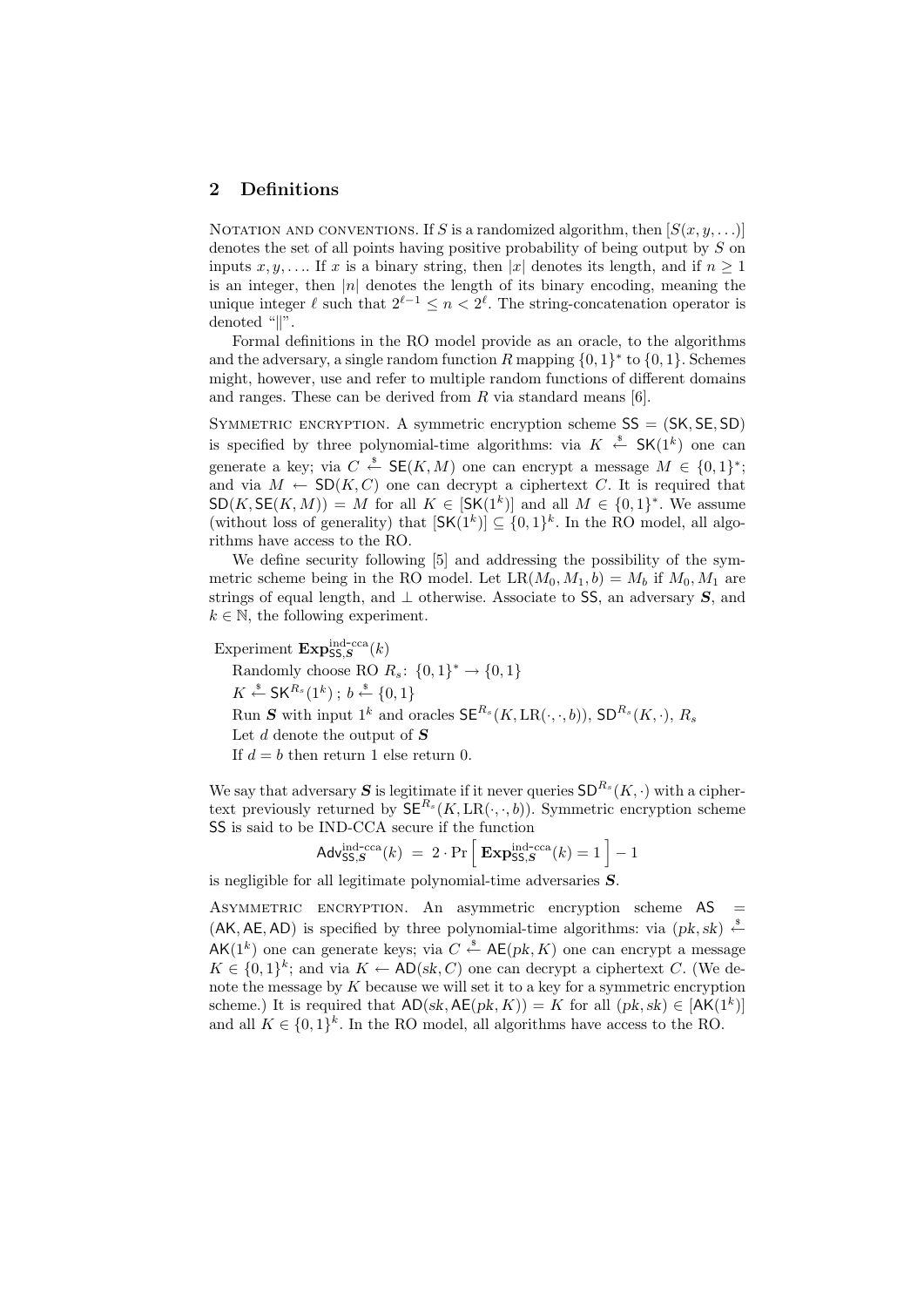## 2 Definitions

Notation and conventions. If $S$ is a randomized algorithm, then $[S(x, y, \ldots)]$ denotes the set of all points having positive probability of being output by $S$ on inputs $x, y, \ldots$. If $x$ is a binary string, then $|x|$ denotes its length, and if $n \geq 1$ is an integer, then $|n|$ denotes the length of its binary encoding, meaning the unique integer $\ell$ such that $2^{\ell-1} \leq n < 2^{\ell}$. The string-concatenation operator is denoted "$\|$".

Formal definitions in the RO model provide as an oracle, to the algorithms and the adversary, a single random function $R$ mapping $\{0,1\}^*$ to $\{0,1\}$. Schemes might, however, use and refer to multiple random functions of different domains and ranges. These can be derived from $R$ via standard means [6].

Symmetric encryption. A symmetric encryption scheme $\mathsf{SS} = (\mathsf{SK}, \mathsf{SE}, \mathsf{SD})$ is specified by three polynomial-time algorithms: via $K \xleftarrow{\$} \mathsf{SK}(1^k)$ one can generate a key; via $C \xleftarrow{\$} \mathsf{SE}(K, M)$ one can encrypt a message $M \in \{0,1\}^*$; and via $M \leftarrow \mathsf{SD}(K, C)$ one can decrypt a ciphertext $C$. It is required that $\mathsf{SD}(K, \mathsf{SE}(K, M)) = M$ for all $K \in [\mathsf{SK}(1^k)]$ and all $M \in \{0,1\}^*$. We assume (without loss of generality) that $[\mathsf{SK}(1^k)] \subseteq \{0,1\}^k$. In the RO model, all algorithms have access to the RO.

We define security following [5] and addressing the possibility of the symmetric scheme being in the RO model. Let $\mathrm{LR}(M_0, M_1, b) = M_b$ if $M_0, M_1$ are strings of equal length, and $\perp$ otherwise. Associate to $\mathsf{SS}$, an adversary $\boldsymbol{S}$, and $k \in \mathbb{N}$, the following experiment.

Experiment $\mathbf{Exp}^{\text{ind-cca}}_{\mathsf{SS},\boldsymbol{S}}(k)$

Randomly choose RO $R_s \colon \{0,1\}^* \to \{0,1\}$

$K \xleftarrow{\$} \mathsf{SK}^{R_s}(1^k)$ ; $b \xleftarrow{\$} \{0,1\}$

Run $\boldsymbol{S}$ with input $1^k$ and oracles $\mathsf{SE}^{R_s}(K, \mathrm{LR}(\cdot,\cdot,b))$, $\mathsf{SD}^{R_s}(K, \cdot)$, $R_s$

Let $d$ denote the output of $\boldsymbol{S}$

If $d = b$ then return 1 else return 0.

We say that adversary $\boldsymbol{S}$ is legitimate if it never queries $\mathsf{SD}^{R_s}(K, \cdot)$ with a ciphertext previously returned by $\mathsf{SE}^{R_s}(K, \mathrm{LR}(\cdot,\cdot,b))$. Symmetric encryption scheme $\mathsf{SS}$ is said to be IND-CCA secure if the function

$$\mathsf{Adv}^{\text{ind-cca}}_{\mathsf{SS},\boldsymbol{S}}(k) \;=\; 2 \cdot \Pr\left[\, \mathbf{Exp}^{\text{ind-cca}}_{\mathsf{SS},\boldsymbol{S}}(k) = 1 \,\right] - 1$$

is negligible for all legitimate polynomial-time adversaries $\boldsymbol{S}$.

Asymmetric encryption. An asymmetric encryption scheme $\mathsf{AS} = (\mathsf{AK}, \mathsf{AE}, \mathsf{AD})$ is specified by three polynomial-time algorithms: via $(pk, sk) \xleftarrow{\$} \mathsf{AK}(1^k)$ one can generate keys; via $C \xleftarrow{\$} \mathsf{AE}(pk, K)$ one can encrypt a message $K \in \{0,1\}^k$; and via $K \leftarrow \mathsf{AD}(sk, C)$ one can decrypt a ciphertext $C$. (We denote the message by $K$ because we will set it to a key for a symmetric encryption scheme.) It is required that $\mathsf{AD}(sk, \mathsf{AE}(pk, K)) = K$ for all $(pk, sk) \in [\mathsf{AK}(1^k)]$ and all $K \in \{0,1\}^k$. In the RO model, all algorithms have access to the RO.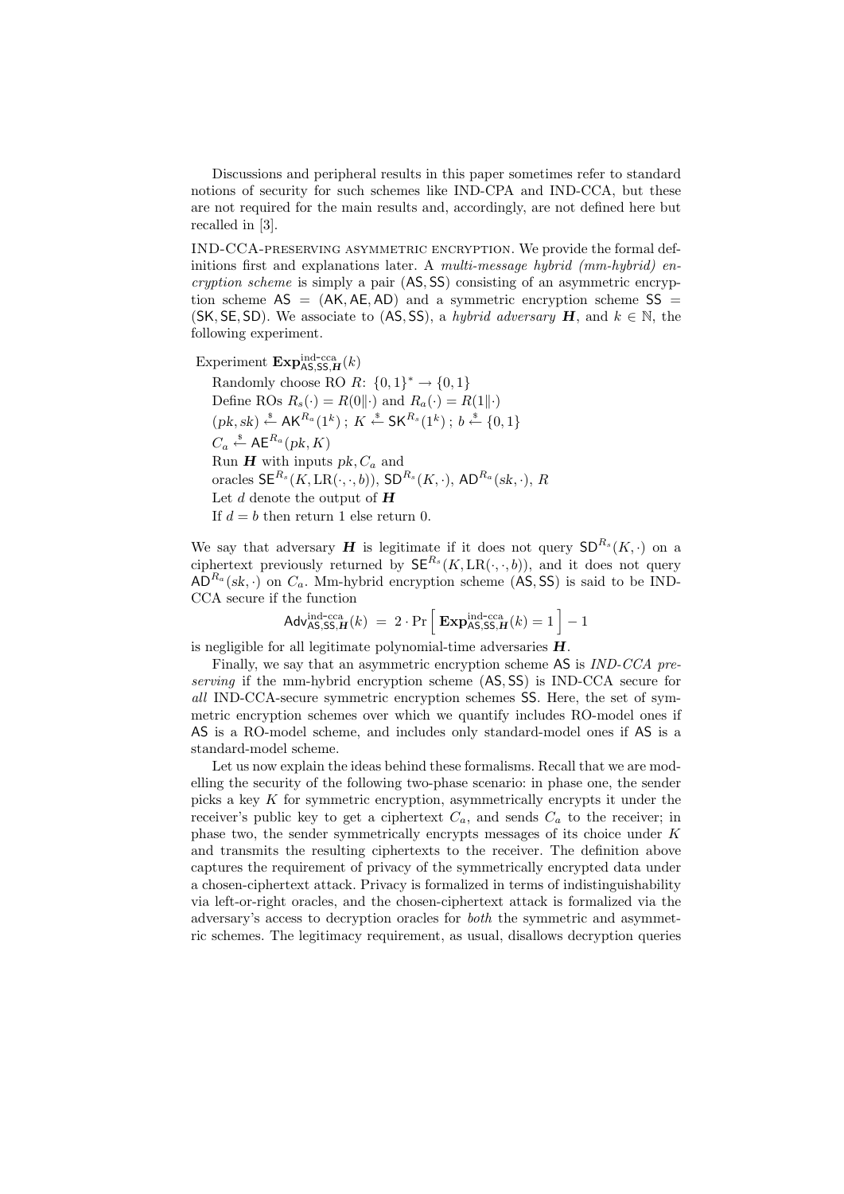Discussions and peripheral results in this paper sometimes refer to standard notions of security for such schemes like IND-CPA and IND-CCA, but these are not required for the main results and, accordingly, are not defined here but recalled in [3].

IND-CCA-PRESERVING ASYMMETRIC ENCRYPTION. We provide the formal definitions first and explanations later. A *multi-message hybrid (mm-hybrid) encryption scheme* is simply a pair $(\mathsf{AS}, \mathsf{SS})$ consisting of an asymmetric encryption scheme $\mathsf{AS} = (\mathsf{AK}, \mathsf{AE}, \mathsf{AD})$ and a symmetric encryption scheme $\mathsf{SS} = (\mathsf{SK}, \mathsf{SE}, \mathsf{SD})$. We associate to $(\mathsf{AS}, \mathsf{SS})$, a *hybrid adversary* $\boldsymbol{H}$, and $k \in \mathbb{N}$, the following experiment.

Experiment $\mathbf{Exp}^{\text{ind-cca}}_{\mathsf{AS},\mathsf{SS},\boldsymbol{H}}(k)$
 Randomly choose RO $R\colon \{0,1\}^* \to \{0,1\}$
 Define ROs $R_s(\cdot) = R(0\|\cdot)$ and $R_a(\cdot) = R(1\|\cdot)$
 $(pk, sk) \xleftarrow{\$} \mathsf{AK}^{R_a}(1^k)$ ; $K \xleftarrow{\$} \mathsf{SK}^{R_s}(1^k)$ ; $b \xleftarrow{\$} \{0,1\}$
 $C_a \xleftarrow{\$} \mathsf{AE}^{R_a}(pk, K)$
 Run $\boldsymbol{H}$ with inputs $pk, C_a$ and
 oracles $\mathsf{SE}^{R_s}(K, \mathrm{LR}(\cdot,\cdot,b))$, $\mathsf{SD}^{R_s}(K,\cdot)$, $\mathsf{AD}^{R_a}(sk,\cdot)$, $R$
 Let $d$ denote the output of $\boldsymbol{H}$
 If $d = b$ then return 1 else return 0.

We say that adversary $\boldsymbol{H}$ is legitimate if it does not query $\mathsf{SD}^{R_s}(K,\cdot)$ on a ciphertext previously returned by $\mathsf{SE}^{R_s}(K, \mathrm{LR}(\cdot,\cdot,b))$, and it does not query $\mathsf{AD}^{R_a}(sk,\cdot)$ on $C_a$. Mm-hybrid encryption scheme $(\mathsf{AS}, \mathsf{SS})$ is said to be IND-CCA secure if the function

$$\mathsf{Adv}^{\text{ind-cca}}_{\mathsf{AS},\mathsf{SS},\boldsymbol{H}}(k) \;=\; 2 \cdot \Pr\Big[\, \mathbf{Exp}^{\text{ind-cca}}_{\mathsf{AS},\mathsf{SS},\boldsymbol{H}}(k) = 1 \,\Big] - 1$$

is negligible for all legitimate polynomial-time adversaries $\boldsymbol{H}$.

Finally, we say that an asymmetric encryption scheme $\mathsf{AS}$ is *IND-CCA preserving* if the mm-hybrid encryption scheme $(\mathsf{AS}, \mathsf{SS})$ is IND-CCA secure for *all* IND-CCA-secure symmetric encryption schemes $\mathsf{SS}$. Here, the set of symmetric encryption schemes over which we quantify includes RO-model ones if $\mathsf{AS}$ is a RO-model scheme, and includes only standard-model ones if $\mathsf{AS}$ is a standard-model scheme.

Let us now explain the ideas behind these formalisms. Recall that we are modelling the security of the following two-phase scenario: in phase one, the sender picks a key $K$ for symmetric encryption, asymmetrically encrypts it under the receiver's public key to get a ciphertext $C_a$, and sends $C_a$ to the receiver; in phase two, the sender symmetrically encrypts messages of its choice under $K$ and transmits the resulting ciphertexts to the receiver. The definition above captures the requirement of privacy of the symmetrically encrypted data under a chosen-ciphertext attack. Privacy is formalized in terms of indistinguishability via left-or-right oracles, and the chosen-ciphertext attack is formalized via the adversary's access to decryption oracles for *both* the symmetric and asymmetric schemes. The legitimacy requirement, as usual, disallows decryption queries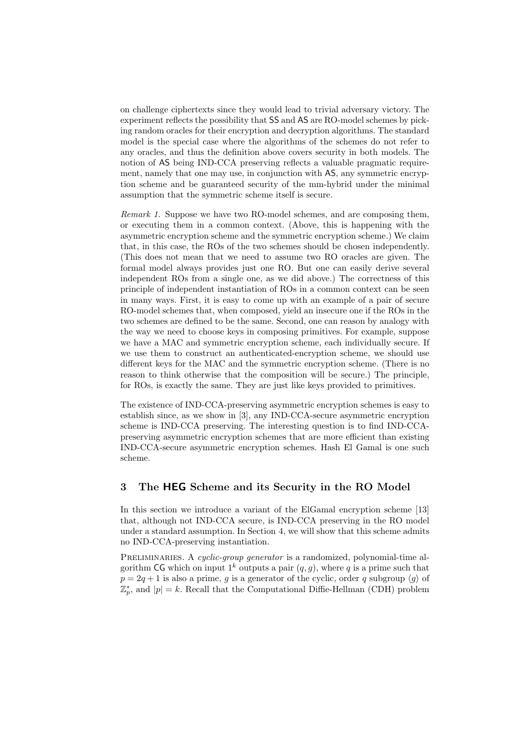on challenge ciphertexts since they would lead to trivial adversary victory. The experiment reflects the possibility that SS and AS are RO-model schemes by picking random oracles for their encryption and decryption algorithms. The standard model is the special case where the algorithms of the schemes do not refer to any oracles, and thus the definition above covers security in both models. The notion of AS being IND-CCA preserving reflects a valuable pragmatic requirement, namely that one may use, in conjunction with AS, any symmetric encryption scheme and be guaranteed security of the mm-hybrid under the minimal assumption that the symmetric scheme itself is secure.

*Remark 1.* Suppose we have two RO-model schemes, and are composing them, or executing them in a common context. (Above, this is happening with the asymmetric encryption scheme and the symmetric encryption scheme.) We claim that, in this case, the ROs of the two schemes should be chosen independently. (This does not mean that we need to assume two RO oracles are given. The formal model always provides just one RO. But one can easily derive several independent ROs from a single one, as we did above.) The correctness of this principle of independent instantiation of ROs in a common context can be seen in many ways. First, it is easy to come up with an example of a pair of secure RO-model schemes that, when composed, yield an insecure one if the ROs in the two schemes are defined to be the same. Second, one can reason by analogy with the way we need to choose keys in composing primitives. For example, suppose we have a MAC and symmetric encryption scheme, each individually secure. If we use them to construct an authenticated-encryption scheme, we should use different keys for the MAC and the symmetric encryption scheme. (There is no reason to think otherwise that the composition will be secure.) The principle, for ROs, is exactly the same. They are just like keys provided to primitives.

The existence of IND-CCA-preserving asymmetric encryption schemes is easy to establish since, as we show in [3], any IND-CCA-secure asymmetric encryption scheme is IND-CCA preserving. The interesting question is to find IND-CCA-preserving asymmetric encryption schemes that are more efficient than existing IND-CCA-secure asymmetric encryption schemes. Hash El Gamal is one such scheme.

## 3 The HEG Scheme and its Security in the RO Model

In this section we introduce a variant of the ElGamal encryption scheme [13] that, although not IND-CCA secure, is IND-CCA preserving in the RO model under a standard assumption. In Section 4, we will show that this scheme admits no IND-CCA-preserving instantiation.

PRELIMINARIES. A *cyclic-group generator* is a randomized, polynomial-time algorithm CG which on input $1^k$ outputs a pair $(q, g)$, where $q$ is a prime such that $p = 2q + 1$ is also a prime, $g$ is a generator of the cyclic, order $q$ subgroup $\langle g \rangle$ of $\mathbb{Z}_p^*$, and $|p| = k$. Recall that the Computational Diffie-Hellman (CDH) problem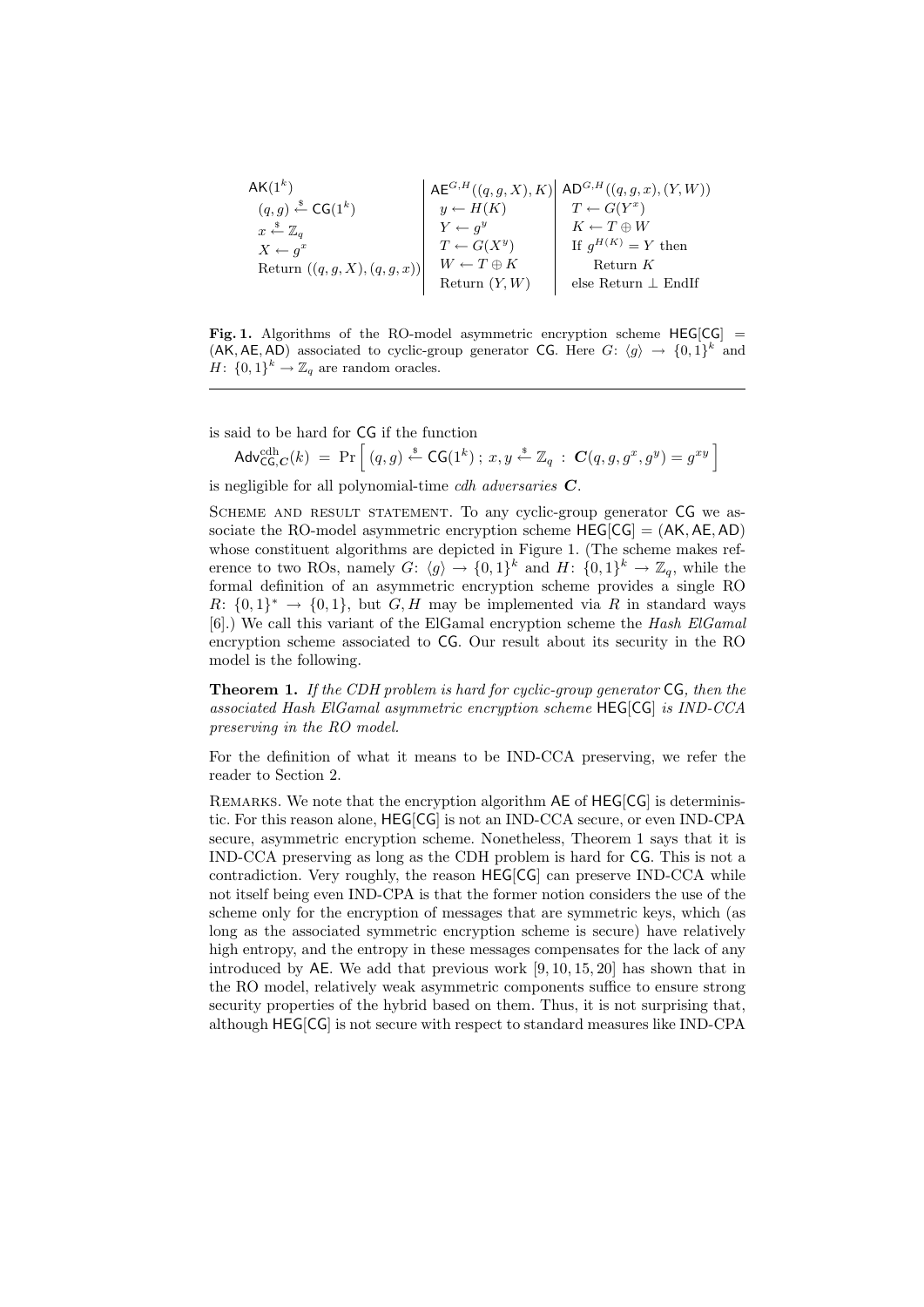| $\mathsf{AK}(1^k)$ | $\mathsf{AE}^{G,H}((q,g,X),K)$ | $\mathsf{AD}^{G,H}((q,g,x),(Y,W))$ |
|---|---|---|
| $(q,g) \xleftarrow{\$} \mathsf{CG}(1^k)$ | $y \leftarrow H(K)$ | $T \leftarrow G(Y^x)$ |
| $x \xleftarrow{\$} \mathbb{Z}_q$ | $Y \leftarrow g^y$ | $K \leftarrow T \oplus W$ |
| $X \leftarrow g^x$ | $T \leftarrow G(X^y)$ | If $g^{H(K)} = Y$ then |
| Return $((q,g,X),(q,g,x))$ | $W \leftarrow T \oplus K$ | Return $K$ |
| | Return $(Y,W)$ | else Return $\perp$ EndIf |

**Fig. 1.** Algorithms of the RO-model asymmetric encryption scheme $\mathsf{HEG}[\mathsf{CG}] = (\mathsf{AK}, \mathsf{AE}, \mathsf{AD})$ associated to cyclic-group generator $\mathsf{CG}$. Here $G\colon \langle g \rangle \to \{0,1\}^k$ and $H\colon \{0,1\}^k \to \mathbb{Z}_q$ are random oracles.

is said to be hard for $\mathsf{CG}$ if the function

$$\mathsf{Adv}^{\mathrm{cdh}}_{\mathsf{CG},\boldsymbol{C}}(k) \;=\; \Pr\Big[\, (q,g) \xleftarrow{\$} \mathsf{CG}(1^k)\,;\; x,y \xleftarrow{\$} \mathbb{Z}_q \,:\, \boldsymbol{C}(q,g,g^x,g^y) = g^{xy} \,\Big]$$

is negligible for all polynomial-time *cdh adversaries* $\boldsymbol{C}$.

Scheme and result statement. To any cyclic-group generator $\mathsf{CG}$ we associate the RO-model asymmetric encryption scheme $\mathsf{HEG}[\mathsf{CG}] = (\mathsf{AK}, \mathsf{AE}, \mathsf{AD})$ whose constituent algorithms are depicted in Figure 1. (The scheme makes reference to two ROs, namely $G\colon \langle g \rangle \to \{0,1\}^k$ and $H\colon \{0,1\}^k \to \mathbb{Z}_q$, while the formal definition of an asymmetric encryption scheme provides a single RO $R\colon \{0,1\}^* \to \{0,1\}$, but $G, H$ may be implemented via $R$ in standard ways [6].) We call this variant of the ElGamal encryption scheme the *Hash ElGamal* encryption scheme associated to $\mathsf{CG}$. Our result about its security in the RO model is the following.

**Theorem 1.** *If the CDH problem is hard for cyclic-group generator* $\mathsf{CG}$*, then the associated Hash ElGamal asymmetric encryption scheme* $\mathsf{HEG}[\mathsf{CG}]$ *is IND-CCA preserving in the RO model.*

For the definition of what it means to be IND-CCA preserving, we refer the reader to Section 2.

Remarks. We note that the encryption algorithm $\mathsf{AE}$ of $\mathsf{HEG}[\mathsf{CG}]$ is deterministic. For this reason alone, $\mathsf{HEG}[\mathsf{CG}]$ is not an IND-CCA secure, or even IND-CPA secure, asymmetric encryption scheme. Nonetheless, Theorem 1 says that it is IND-CCA preserving as long as the CDH problem is hard for $\mathsf{CG}$. This is not a contradiction. Very roughly, the reason $\mathsf{HEG}[\mathsf{CG}]$ can preserve IND-CCA while not itself being even IND-CPA is that the former notion considers the use of the scheme only for the encryption of messages that are symmetric keys, which (as long as the associated symmetric encryption scheme is secure) have relatively high entropy, and the entropy in these messages compensates for the lack of any introduced by $\mathsf{AE}$. We add that previous work [9, 10, 15, 20] has shown that in the RO model, relatively weak asymmetric components suffice to ensure strong security properties of the hybrid based on them. Thus, it is not surprising that, although $\mathsf{HEG}[\mathsf{CG}]$ is not secure with respect to standard measures like IND-CPA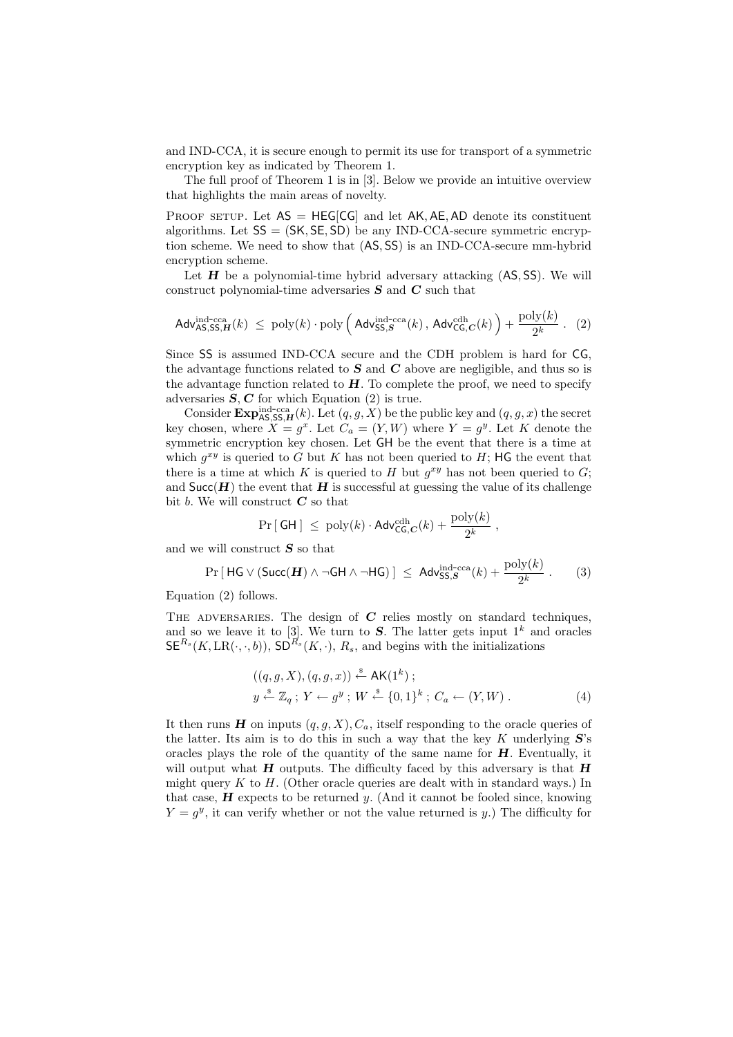and IND-CCA, it is secure enough to permit its use for transport of a symmetric encryption key as indicated by Theorem 1.

The full proof of Theorem 1 is in [3]. Below we provide an intuitive overview that highlights the main areas of novelty.

Proof setup. Let $\mathsf{AS} = \mathsf{HEG}[\mathsf{CG}]$ and let $\mathsf{AK}, \mathsf{AE}, \mathsf{AD}$ denote its constituent algorithms. Let $\mathsf{SS} = (\mathsf{SK}, \mathsf{SE}, \mathsf{SD})$ be any IND-CCA-secure symmetric encryption scheme. We need to show that $(\mathsf{AS}, \mathsf{SS})$ is an IND-CCA-secure mm-hybrid encryption scheme.

Let $\boldsymbol{H}$ be a polynomial-time hybrid adversary attacking $(\mathsf{AS}, \mathsf{SS})$. We will construct polynomial-time adversaries $\boldsymbol{S}$ and $\boldsymbol{C}$ such that

$$\mathsf{Adv}^{\text{ind-cca}}_{\mathsf{AS},\mathsf{SS},\boldsymbol{H}}(k) \;\leq\; \text{poly}(k) \cdot \text{poly}\Big( \mathsf{Adv}^{\text{ind-cca}}_{\mathsf{SS},\boldsymbol{S}}(k)\,,\, \mathsf{Adv}^{\text{cdh}}_{\mathsf{CG},\boldsymbol{C}}(k) \Big) + \frac{\text{poly}(k)}{2^k}\;. \quad (2)$$

Since $\mathsf{SS}$ is assumed IND-CCA secure and the CDH problem is hard for $\mathsf{CG}$, the advantage functions related to $\boldsymbol{S}$ and $\boldsymbol{C}$ above are negligible, and thus so is the advantage function related to $\boldsymbol{H}$. To complete the proof, we need to specify adversaries $\boldsymbol{S}, \boldsymbol{C}$ for which Equation (2) is true.

Consider $\mathbf{Exp}^{\text{ind-cca}}_{\mathsf{AS},\mathsf{SS},\boldsymbol{H}}(k)$. Let $(q, g, X)$ be the public key and $(q, g, x)$ the secret key chosen, where $X = g^x$. Let $C_a = (Y, W)$ where $Y = g^y$. Let $K$ denote the symmetric encryption key chosen. Let $\mathsf{GH}$ be the event that there is a time at which $g^{xy}$ is queried to $G$ but $K$ has not been queried to $H$; $\mathsf{HG}$ the event that there is a time at which $K$ is queried to $H$ but $g^{xy}$ has not been queried to $G$; and $\mathsf{Succ}(\boldsymbol{H})$ the event that $\boldsymbol{H}$ is successful at guessing the value of its challenge bit $b$. We will construct $\boldsymbol{C}$ so that

$$\Pr[\,\mathsf{GH}\,] \;\leq\; \text{poly}(k) \cdot \mathsf{Adv}^{\text{cdh}}_{\mathsf{CG},\boldsymbol{C}}(k) + \frac{\text{poly}(k)}{2^k}\;,$$

and we will construct $\boldsymbol{S}$ so that

$$\Pr[\,\mathsf{HG} \vee (\mathsf{Succ}(\boldsymbol{H}) \wedge \neg\mathsf{GH} \wedge \neg\mathsf{HG})\,] \;\leq\; \mathsf{Adv}^{\text{ind-cca}}_{\mathsf{SS},\boldsymbol{S}}(k) + \frac{\text{poly}(k)}{2^k}\;. \quad (3)$$

Equation (2) follows.

The adversaries. The design of $\boldsymbol{C}$ relies mostly on standard techniques, and so we leave it to [3]. We turn to $\boldsymbol{S}$. The latter gets input $1^k$ and oracles $\mathsf{SE}^{R_s}(K, \text{LR}(\cdot,\cdot,b))$, $\mathsf{SD}^{R_s}(K,\cdot)$, $R_s$, and begins with the initializations

$$\begin{aligned} &((q,g,X),(q,g,x)) \xleftarrow{\$} \mathsf{AK}(1^k)\;; \\ &y \xleftarrow{\$} \mathbb{Z}_q\;;\; Y \leftarrow g^y\;;\; W \xleftarrow{\$} \{0,1\}^k\;;\; C_a \leftarrow (Y, W)\;. \end{aligned} \quad (4)$$

It then runs $\boldsymbol{H}$ on inputs $(q, g, X), C_a$, itself responding to the oracle queries of the latter. Its aim is to do this in such a way that the key $K$ underlying $\boldsymbol{S}$'s oracles plays the role of the quantity of the same name for $\boldsymbol{H}$. Eventually, it will output what $\boldsymbol{H}$ outputs. The difficulty faced by this adversary is that $\boldsymbol{H}$ might query $K$ to $H$. (Other oracle queries are dealt with in standard ways.) In that case, $\boldsymbol{H}$ expects to be returned $y$. (And it cannot be fooled since, knowing $Y = g^y$, it can verify whether or not the value returned is $y$.) The difficulty for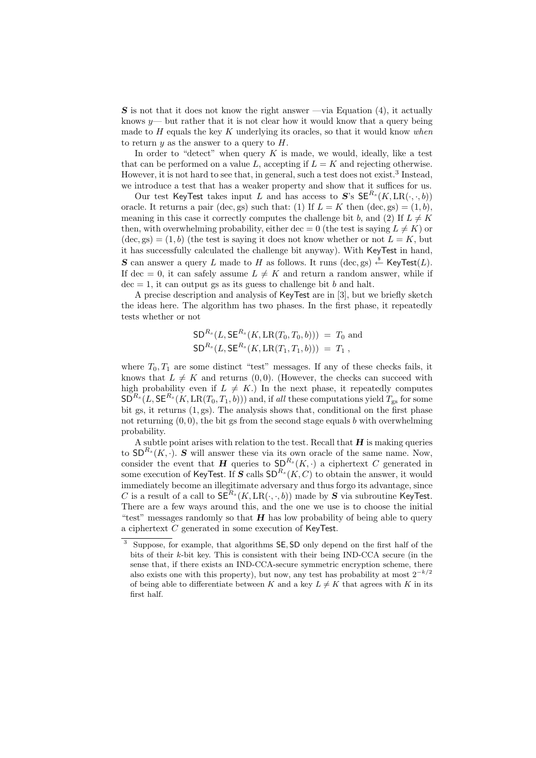$\boldsymbol{S}$ is not that it does not know the right answer —via Equation (4), it actually knows $y$— but rather that it is not clear how it would know that a query being made to $H$ equals the key $K$ underlying its oracles, so that it would know *when* to return $y$ as the answer to a query to $H$.

In order to "detect" when query $K$ is made, we would, ideally, like a test that can be performed on a value $L$, accepting if $L = K$ and rejecting otherwise. However, it is not hard to see that, in general, such a test does not exist.[3] Instead, we introduce a test that has a weaker property and show that it suffices for us.

Our test KeyTest takes input $L$ and has access to $\boldsymbol{S}$'s $\mathsf{SE}^{R_s}(K, \mathrm{LR}(\cdot,\cdot,b))$ oracle. It returns a pair $(\mathrm{dec}, \mathrm{gs})$ such that: (1) If $L = K$ then $(\mathrm{dec}, \mathrm{gs}) = (1, b)$, meaning in this case it correctly computes the challenge bit $b$, and (2) If $L \neq K$ then, with overwhelming probability, either $\mathrm{dec} = 0$ (the test is saying $L \neq K$) or $(\mathrm{dec}, \mathrm{gs}) = (1, b)$ (the test is saying it does not know whether or not $L = K$, but it has successfully calculated the challenge bit anyway). With KeyTest in hand, $\boldsymbol{S}$ can answer a query $L$ made to $H$ as follows. It runs $(\mathrm{dec}, \mathrm{gs}) \stackrel{\$}{\leftarrow} \mathsf{KeyTest}(L)$. If $\mathrm{dec} = 0$, it can safely assume $L \neq K$ and return a random answer, while if $\mathrm{dec} = 1$, it can output gs as its guess to challenge bit $b$ and halt.

A precise description and analysis of KeyTest are in [3], but we briefly sketch the ideas here. The algorithm has two phases. In the first phase, it repeatedly tests whether or not

$$\mathsf{SD}^{R_s}(L, \mathsf{SE}^{R_s}(K, \mathrm{LR}(T_0, T_0, b))) \;=\; T_0 \text{ and}$$
$$\mathsf{SD}^{R_s}(L, \mathsf{SE}^{R_s}(K, \mathrm{LR}(T_1, T_1, b))) \;=\; T_1\,,$$

where $T_0, T_1$ are some distinct "test" messages. If any of these checks fails, it knows that $L \neq K$ and returns $(0, 0)$. (However, the checks can succeed with high probability even if $L \neq K$.) In the next phase, it repeatedly computes $\mathsf{SD}^{R_s}(L, \mathsf{SE}^{R_s}(K, \mathrm{LR}(T_0, T_1, b)))$ and, if *all* these computations yield $T_{\mathrm{gs}}$ for some bit gs, it returns $(1, \mathrm{gs})$. The analysis shows that, conditional on the first phase not returning $(0, 0)$, the bit gs from the second stage equals $b$ with overwhelming probability.

A subtle point arises with relation to the test. Recall that $\boldsymbol{H}$ is making queries to $\mathsf{SD}^{R_s}(K, \cdot)$. $\boldsymbol{S}$ will answer these via its own oracle of the same name. Now, consider the event that $\boldsymbol{H}$ queries to $\mathsf{SD}^{R_s}(K, \cdot)$ a ciphertext $C$ generated in some execution of KeyTest. If $\boldsymbol{S}$ calls $\mathsf{SD}^{R_s}(K, C)$ to obtain the answer, it would immediately become an illegitimate adversary and thus forgo its advantage, since $C$ is a result of a call to $\mathsf{SE}^{R_s}(K, \mathrm{LR}(\cdot,\cdot,b))$ made by $\boldsymbol{S}$ via subroutine KeyTest. There are a few ways around this, and the one we use is to choose the initial "test" messages randomly so that $\boldsymbol{H}$ has low probability of being able to query a ciphertext $C$ generated in some execution of KeyTest.

---

[3] Suppose, for example, that algorithms $\mathsf{SE}, \mathsf{SD}$ only depend on the first half of the bits of their $k$-bit key. This is consistent with their being IND-CCA secure (in the sense that, if there exists an IND-CCA-secure symmetric encryption scheme, there also exists one with this property), but now, any test has probability at most $2^{-k/2}$ of being able to differentiate between $K$ and a key $L \neq K$ that agrees with $K$ in its first half.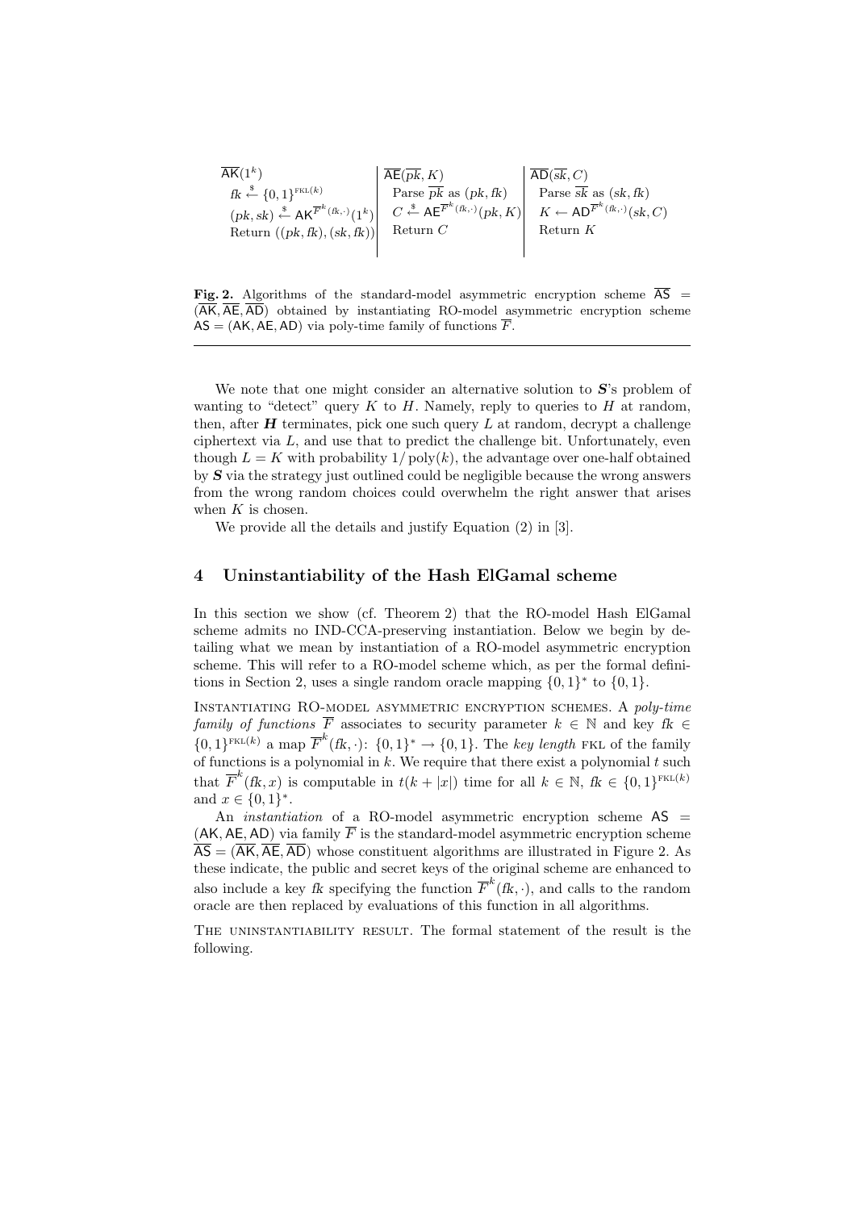| $\overline{\mathsf{AK}}(1^k)$ | $\overline{\mathsf{AE}}(\overline{pk}, K)$ | $\overline{\mathsf{AD}}(\overline{sk}, C)$ |
|---|---|---|
| $fk \stackrel{\$}{\leftarrow} \{0,1\}^{\text{FKL}(k)}$ | Parse $\overline{pk}$ as $(pk, fk)$ | Parse $\overline{sk}$ as $(sk, fk)$ |
| $(pk, sk) \stackrel{\$}{\leftarrow} \mathsf{AK}^{\overline{F}^k(fk,\cdot)}(1^k)$ | $C \stackrel{\$}{\leftarrow} \mathsf{AE}^{\overline{F}^k(fk,\cdot)}(pk, K)$ | $K \leftarrow \mathsf{AD}^{\overline{F}^k(fk,\cdot)}(sk, C)$ |
| Return $((pk, fk), (sk, fk))$ | Return $C$ | Return $K$ |

**Fig. 2.** Algorithms of the standard-model asymmetric encryption scheme $\overline{\mathsf{AS}} = (\overline{\mathsf{AK}}, \overline{\mathsf{AE}}, \overline{\mathsf{AD}})$ obtained by instantiating RO-model asymmetric encryption scheme $\mathsf{AS} = (\mathsf{AK}, \mathsf{AE}, \mathsf{AD})$ via poly-time family of functions $\overline{F}$.

We note that one might consider an alternative solution to $\boldsymbol{S}$'s problem of wanting to "detect" query $K$ to $H$. Namely, reply to queries to $H$ at random, then, after $\boldsymbol{H}$ terminates, pick one such query $L$ at random, decrypt a challenge ciphertext via $L$, and use that to predict the challenge bit. Unfortunately, even though $L = K$ with probability $1/\operatorname{poly}(k)$, the advantage over one-half obtained by $\boldsymbol{S}$ via the strategy just outlined could be negligible because the wrong answers from the wrong random choices could overwhelm the right answer that arises when $K$ is chosen.

We provide all the details and justify Equation (2) in [3].

## 4 Uninstantiability of the Hash ElGamal scheme

In this section we show (cf. Theorem 2) that the RO-model Hash ElGamal scheme admits no IND-CCA-preserving instantiation. Below we begin by detailing what we mean by instantiation of a RO-model asymmetric encryption scheme. This will refer to a RO-model scheme which, as per the formal definitions in Section 2, uses a single random oracle mapping $\{0,1\}^*$ to $\{0,1\}$.

Instantiating RO-model asymmetric encryption schemes. A *poly-time family of functions* $\overline{F}$ associates to security parameter $k \in \mathbb{N}$ and key $fk \in \{0,1\}^{\text{FKL}(k)}$ a map $\overline{F}^k(fk, \cdot)\colon \{0,1\}^* \to \{0,1\}$. The *key length* FKL of the family of functions is a polynomial in $k$. We require that there exist a polynomial $t$ such that $\overline{F}^k(fk, x)$ is computable in $t(k + |x|)$ time for all $k \in \mathbb{N}$, $fk \in \{0,1\}^{\text{FKL}(k)}$ and $x \in \{0,1\}^*$.

An *instantiation* of a RO-model asymmetric encryption scheme $\mathsf{AS} = (\mathsf{AK}, \mathsf{AE}, \mathsf{AD})$ via family $\overline{F}$ is the standard-model asymmetric encryption scheme $\overline{\mathsf{AS}} = (\overline{\mathsf{AK}}, \overline{\mathsf{AE}}, \overline{\mathsf{AD}})$ whose constituent algorithms are illustrated in Figure 2. As these indicate, the public and secret keys of the original scheme are enhanced to also include a key $fk$ specifying the function $\overline{F}^k(fk, \cdot)$, and calls to the random oracle are then replaced by evaluations of this function in all algorithms.

The uninstantiability result. The formal statement of the result is the following.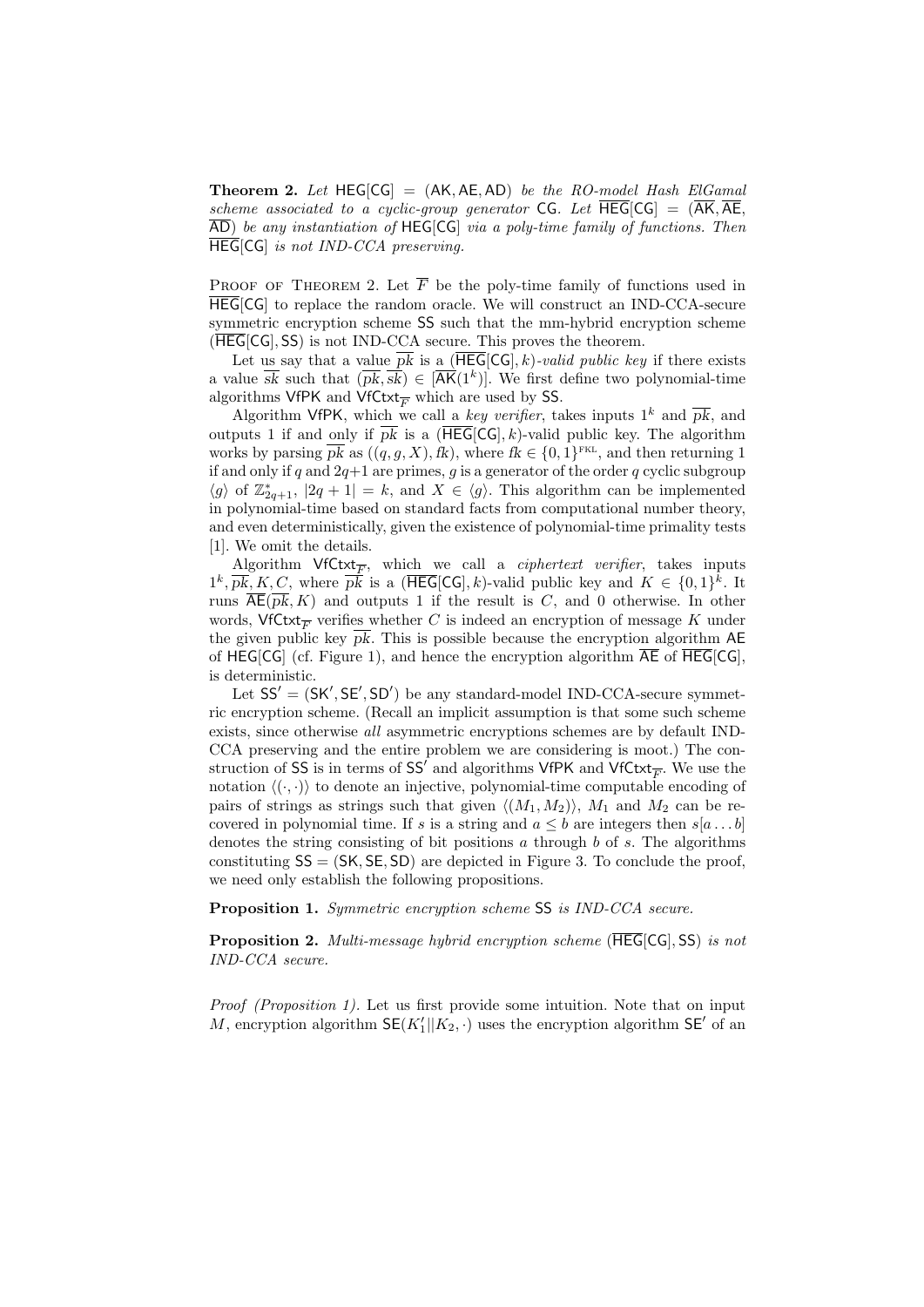**Theorem 2.** *Let* $\mathsf{HEG[CG]} = (\mathsf{AK}, \mathsf{AE}, \mathsf{AD})$ *be the RO-model Hash ElGamal scheme associated to a cyclic-group generator* $\mathsf{CG}$*. Let* $\overline{\mathsf{HEG}}[\mathsf{CG}] = (\overline{\mathsf{AK}}, \overline{\mathsf{AE}}, \overline{\mathsf{AD}})$ *be any instantiation of* $\mathsf{HEG[CG]}$ *via a poly-time family of functions. Then* $\overline{\mathsf{HEG}}[\mathsf{CG}]$ *is not IND-CCA preserving.*

Proof of Theorem 2. Let $\overline{F}$ be the poly-time family of functions used in $\overline{\mathsf{HEG}}[\mathsf{CG}]$ to replace the random oracle. We will construct an IND-CCA-secure symmetric encryption scheme $\mathsf{SS}$ such that the mm-hybrid encryption scheme $(\overline{\mathsf{HEG}}[\mathsf{CG}], \mathsf{SS})$ is not IND-CCA secure. This proves the theorem.

Let us say that a value $\overline{pk}$ is a $(\overline{\mathsf{HEG}}[\mathsf{CG}], k)$*-valid public key* if there exists a value $\overline{sk}$ such that $(\overline{pk}, \overline{sk}) \in [\overline{\mathsf{AK}}(1^k)]$. We first define two polynomial-time algorithms $\mathsf{VfPK}$ and $\mathsf{VfCtxt}_{\overline{F}}$ which are used by $\mathsf{SS}$.

Algorithm $\mathsf{VfPK}$, which we call a *key verifier*, takes inputs $1^k$ and $\overline{pk}$, and outputs 1 if and only if $\overline{pk}$ is a $(\overline{\mathsf{HEG}}[\mathsf{CG}], k)$-valid public key. The algorithm works by parsing $\overline{pk}$ as $((q, g, X), fk)$, where $fk \in \{0,1\}^{\text{FKL}}$, and then returning 1 if and only if $q$ and $2q+1$ are primes, $g$ is a generator of the order $q$ cyclic subgroup $\langle g \rangle$ of $\mathbb{Z}^*_{2q+1}$, $|2q+1| = k$, and $X \in \langle g \rangle$. This algorithm can be implemented in polynomial-time based on standard facts from computational number theory, and even deterministically, given the existence of polynomial-time primality tests [1]. We omit the details.

Algorithm $\mathsf{VfCtxt}_{\overline{F}}$, which we call a *ciphertext verifier*, takes inputs $1^k, \overline{pk}, K, C$, where $\overline{pk}$ is a $(\overline{\mathsf{HEG}}[\mathsf{CG}], k)$-valid public key and $K \in \{0,1\}^k$. It runs $\overline{\mathsf{AE}}(\overline{pk}, K)$ and outputs 1 if the result is $C$, and 0 otherwise. In other words, $\mathsf{VfCtxt}_{\overline{F}}$ verifies whether $C$ is indeed an encryption of message $K$ under the given public key $\overline{pk}$. This is possible because the encryption algorithm $\mathsf{AE}$ of $\mathsf{HEG[CG]}$ (cf. Figure 1), and hence the encryption algorithm $\overline{\mathsf{AE}}$ of $\overline{\mathsf{HEG}}[\mathsf{CG}]$, is deterministic.

Let $\mathsf{SS}' = (\mathsf{SK}', \mathsf{SE}', \mathsf{SD}')$ be any standard-model IND-CCA-secure symmetric encryption scheme. (Recall an implicit assumption is that some such scheme exists, since otherwise *all* asymmetric encryptions schemes are by default IND-CCA preserving and the entire problem we are considering is moot.) The construction of $\mathsf{SS}$ is in terms of $\mathsf{SS}'$ and algorithms $\mathsf{VfPK}$ and $\mathsf{VfCtxt}_{\overline{F}}$. We use the notation $\langle(\cdot,\cdot)\rangle$ to denote an injective, polynomial-time computable encoding of pairs of strings as strings such that given $\langle(M_1, M_2)\rangle$, $M_1$ and $M_2$ can be recovered in polynomial time. If $s$ is a string and $a \le b$ are integers then $s[a \ldots b]$ denotes the string consisting of bit positions $a$ through $b$ of $s$. The algorithms constituting $\mathsf{SS} = (\mathsf{SK}, \mathsf{SE}, \mathsf{SD})$ are depicted in Figure 3. To conclude the proof, we need only establish the following propositions.

**Proposition 1.** *Symmetric encryption scheme* $\mathsf{SS}$ *is IND-CCA secure.*

**Proposition 2.** *Multi-message hybrid encryption scheme* $(\overline{\mathsf{HEG}}[\mathsf{CG}], \mathsf{SS})$ *is not IND-CCA secure.*

*Proof (Proposition 1).* Let us first provide some intuition. Note that on input $M$, encryption algorithm $\mathsf{SE}(K_1' \| K_2, \cdot)$ uses the encryption algorithm $\mathsf{SE}'$ of an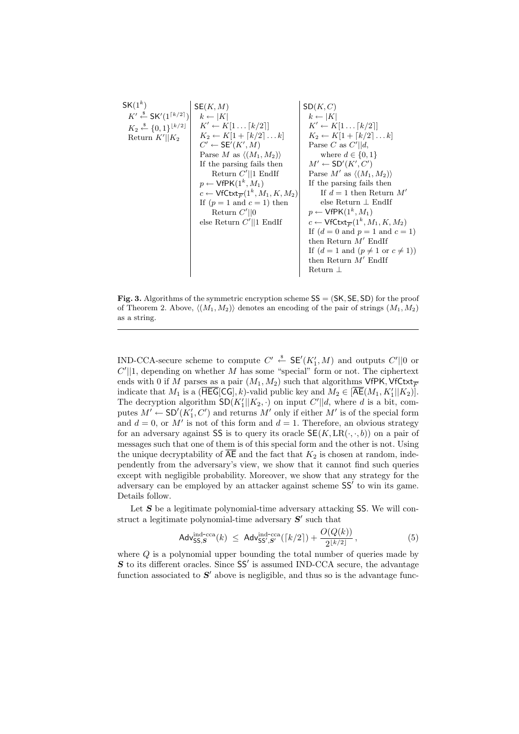```
SK(1^k)
  K' <-$ SK'(1^⌈k/2⌉)
  K_2 <-$ {0,1}^⌊k/2⌋
  Return K'||K_2
```

```
SE(K, M)
  k <- |K|
  K' <- K[1 ... ⌈k/2⌉]
  K_2 <- K[1 + ⌈k/2⌉ ... k]
  C' <- SE'(K', M)
  Parse M as ⟨(M_1, M_2)⟩
  If the parsing fails then
      Return C'||1 EndIf
  p <- VfPK(1^k, M_1)
  c <- VfCtxt_F̄(1^k, M_1, K, M_2)
  If (p = 1 and c = 1) then
      Return C'||0
  else Return C'||1 EndIf
```

```
SD(K, C)
  k <- |K|
  K' <- K[1 ... ⌈k/2⌉]
  K_2 <- K[1 + ⌈k/2⌉ ... k]
  Parse C as C'||d,
      where d ∈ {0,1}
  M' <- SD'(K', C')
  Parse M' as ⟨(M_1, M_2)⟩
  If the parsing fails then
      If d = 1 then Return M'
      else Return ⊥ EndIf
  p <- VfPK(1^k, M_1)
  c <- VfCtxt_F̄(1^k, M_1, K, M_2)
  If (d = 0 and p = 1 and c = 1)
  then Return M' EndIf
  If (d = 1 and (p ≠ 1 or c ≠ 1))
  then Return M' EndIf
  Return ⊥
```

**Fig. 3.** Algorithms of the symmetric encryption scheme $\mathsf{SS} = (\mathsf{SK}, \mathsf{SE}, \mathsf{SD})$ for the proof of Theorem 2. Above, $\langle(M_1, M_2)\rangle$ denotes an encoding of the pair of strings $(M_1, M_2)$ as a string.

---

IND-CCA-secure scheme to compute $C' \stackrel{\$}{\leftarrow} \mathsf{SE}'(K_1', M)$ and outputs $C'||0$ or $C'||1$, depending on whether $M$ has some "special" form or not. The ciphertext ends with 0 if $M$ parses as a pair $(M_1, M_2)$ such that algorithms $\mathsf{VfPK}, \mathsf{VfCtxt}_{\overline{F}}$ indicate that $M_1$ is a $(\overline{\mathsf{HEG}}[\mathsf{CG}], k)$-valid public key and $M_2 \in [\overline{\mathsf{AE}}(M_1, K_1'||K_2)]$. The decryption algorithm $\mathsf{SD}(K_1'||K_2, \cdot)$ on input $C'||d$, where $d$ is a bit, computes $M' \leftarrow \mathsf{SD}'(K_1', C')$ and returns $M'$ only if either $M'$ is of the special form and $d = 0$, or $M'$ is not of this form and $d = 1$. Therefore, an obvious strategy for an adversary against $\mathsf{SS}$ is to query its oracle $\mathsf{SE}(K, \mathrm{LR}(\cdot, \cdot, b))$ on a pair of messages such that one of them is of this special form and the other is not. Using the unique decryptability of $\overline{\mathsf{AE}}$ and the fact that $K_2$ is chosen at random, independently from the adversary's view, we show that it cannot find such queries except with negligible probability. Moreover, we show that any strategy for the adversary can be employed by an attacker against scheme $\mathsf{SS}'$ to win its game. Details follow.

Let $\boldsymbol{S}$ be a legitimate polynomial-time adversary attacking $\mathsf{SS}$. We will construct a legitimate polynomial-time adversary $\boldsymbol{S}'$ such that

$$\mathsf{Adv}^{\text{ind-cca}}_{\mathsf{SS},\boldsymbol{S}}(k) \;\le\; \mathsf{Adv}^{\text{ind-cca}}_{\mathsf{SS}',\boldsymbol{S}'}(\lceil k/2 \rceil) + \frac{O(Q(k))}{2^{\lfloor k/2 \rfloor}}\,, \tag{5}$$

where $Q$ is a polynomial upper bounding the total number of queries made by $\boldsymbol{S}$ to its different oracles. Since $\mathsf{SS}'$ is assumed IND-CCA secure, the advantage function associated to $\boldsymbol{S}'$ above is negligible, and thus so is the advantage func-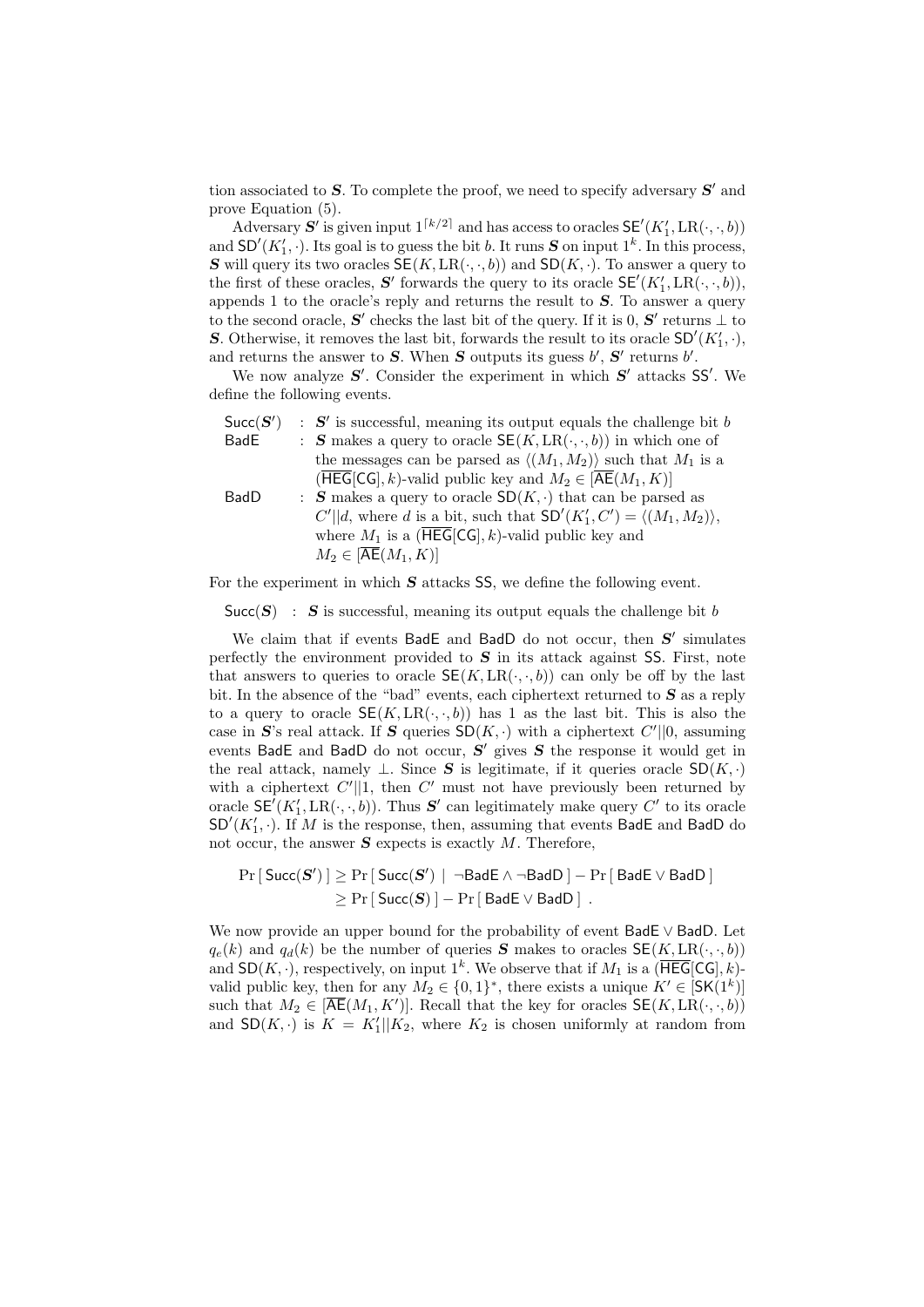tion associated to $\boldsymbol{S}$. To complete the proof, we need to specify adversary $\boldsymbol{S}'$ and prove Equation (5).

Adversary $\boldsymbol{S}'$ is given input $1^{\lceil k/2 \rceil}$ and has access to oracles $\mathsf{SE}'(K_1', \mathrm{LR}(\cdot,\cdot,b))$ and $\mathsf{SD}'(K_1', \cdot)$. Its goal is to guess the bit $b$. It runs $\boldsymbol{S}$ on input $1^k$. In this process, $\boldsymbol{S}$ will query its two oracles $\mathsf{SE}(K, \mathrm{LR}(\cdot,\cdot,b))$ and $\mathsf{SD}(K, \cdot)$. To answer a query to the first of these oracles, $\boldsymbol{S}'$ forwards the query to its oracle $\mathsf{SE}'(K_1', \mathrm{LR}(\cdot,\cdot,b))$, appends 1 to the oracle's reply and returns the result to $\boldsymbol{S}$. To answer a query to the second oracle, $\boldsymbol{S}'$ checks the last bit of the query. If it is 0, $\boldsymbol{S}'$ returns $\perp$ to $\boldsymbol{S}$. Otherwise, it removes the last bit, forwards the result to its oracle $\mathsf{SD}'(K_1', \cdot)$, and returns the answer to $\boldsymbol{S}$. When $\boldsymbol{S}$ outputs its guess $b'$, $\boldsymbol{S}'$ returns $b'$.

We now analyze $\boldsymbol{S}'$. Consider the experiment in which $\boldsymbol{S}'$ attacks $\mathsf{SS}'$. We define the following events.

- $\mathsf{Succ}(\boldsymbol{S}')$ : $\boldsymbol{S}'$ is successful, meaning its output equals the challenge bit $b$
- $\mathsf{BadE}$ : $\boldsymbol{S}$ makes a query to oracle $\mathsf{SE}(K, \mathrm{LR}(\cdot,\cdot,b))$ in which one of the messages can be parsed as $\langle (M_1, M_2)\rangle$ such that $M_1$ is a $(\overline{\mathsf{HEG}}[\mathsf{CG}], k)$-valid public key and $M_2 \in [\overline{\mathsf{AE}}(M_1, K)]$
- $\mathsf{BadD}$ : $\boldsymbol{S}$ makes a query to oracle $\mathsf{SD}(K, \cdot)$ that can be parsed as $C'||d$, where $d$ is a bit, such that $\mathsf{SD}'(K_1', C') = \langle (M_1, M_2)\rangle$, where $M_1$ is a $(\overline{\mathsf{HEG}}[\mathsf{CG}], k)$-valid public key and $M_2 \in [\overline{\mathsf{AE}}(M_1, K)]$

For the experiment in which $\boldsymbol{S}$ attacks $\mathsf{SS}$, we define the following event.

- $\mathsf{Succ}(\boldsymbol{S})$ : $\boldsymbol{S}$ is successful, meaning its output equals the challenge bit $b$

We claim that if events $\mathsf{BadE}$ and $\mathsf{BadD}$ do not occur, then $\boldsymbol{S}'$ simulates perfectly the environment provided to $\boldsymbol{S}$ in its attack against $\mathsf{SS}$. First, note that answers to queries to oracle $\mathsf{SE}(K, \mathrm{LR}(\cdot,\cdot,b))$ can only be off by the last bit. In the absence of the "bad" events, each ciphertext returned to $\boldsymbol{S}$ as a reply to a query to oracle $\mathsf{SE}(K, \mathrm{LR}(\cdot,\cdot,b))$ has 1 as the last bit. This is also the case in $\boldsymbol{S}$'s real attack. If $\boldsymbol{S}$ queries $\mathsf{SD}(K, \cdot)$ with a ciphertext $C'||0$, assuming events $\mathsf{BadE}$ and $\mathsf{BadD}$ do not occur, $\boldsymbol{S}'$ gives $\boldsymbol{S}$ the response it would get in the real attack, namely $\perp$. Since $\boldsymbol{S}$ is legitimate, if it queries oracle $\mathsf{SD}(K, \cdot)$ with a ciphertext $C'||1$, then $C'$ must not have previously been returned by oracle $\mathsf{SE}'(K_1', \mathrm{LR}(\cdot,\cdot,b))$. Thus $\boldsymbol{S}'$ can legitimately make query $C'$ to its oracle $\mathsf{SD}'(K_1', \cdot)$. If $M$ is the response, then, assuming that events $\mathsf{BadE}$ and $\mathsf{BadD}$ do not occur, the answer $\boldsymbol{S}$ expects is exactly $M$. Therefore,

$$
\begin{aligned}
\Pr[\,\mathsf{Succ}(\boldsymbol{S}')\,] &\geq \Pr[\,\mathsf{Succ}(\boldsymbol{S}') \mid \neg\mathsf{BadE} \wedge \neg\mathsf{BadD}\,] - \Pr[\,\mathsf{BadE} \vee \mathsf{BadD}\,] \\
&\geq \Pr[\,\mathsf{Succ}(\boldsymbol{S})\,] - \Pr[\,\mathsf{BadE} \vee \mathsf{BadD}\,] \;.
\end{aligned}
$$

We now provide an upper bound for the probability of event $\mathsf{BadE} \vee \mathsf{BadD}$. Let $q_e(k)$ and $q_d(k)$ be the number of queries $\boldsymbol{S}$ makes to oracles $\mathsf{SE}(K, \mathrm{LR}(\cdot,\cdot,b))$ and $\mathsf{SD}(K, \cdot)$, respectively, on input $1^k$. We observe that if $M_1$ is a $(\overline{\mathsf{HEG}}[\mathsf{CG}], k)$-valid public key, then for any $M_2 \in \{0,1\}^*$, there exists a unique $K' \in [\mathsf{SK}(1^k)]$ such that $M_2 \in [\overline{\mathsf{AE}}(M_1, K')]$. Recall that the key for oracles $\mathsf{SE}(K, \mathrm{LR}(\cdot,\cdot,b))$ and $\mathsf{SD}(K, \cdot)$ is $K = K_1'||K_2$, where $K_2$ is chosen uniformly at random from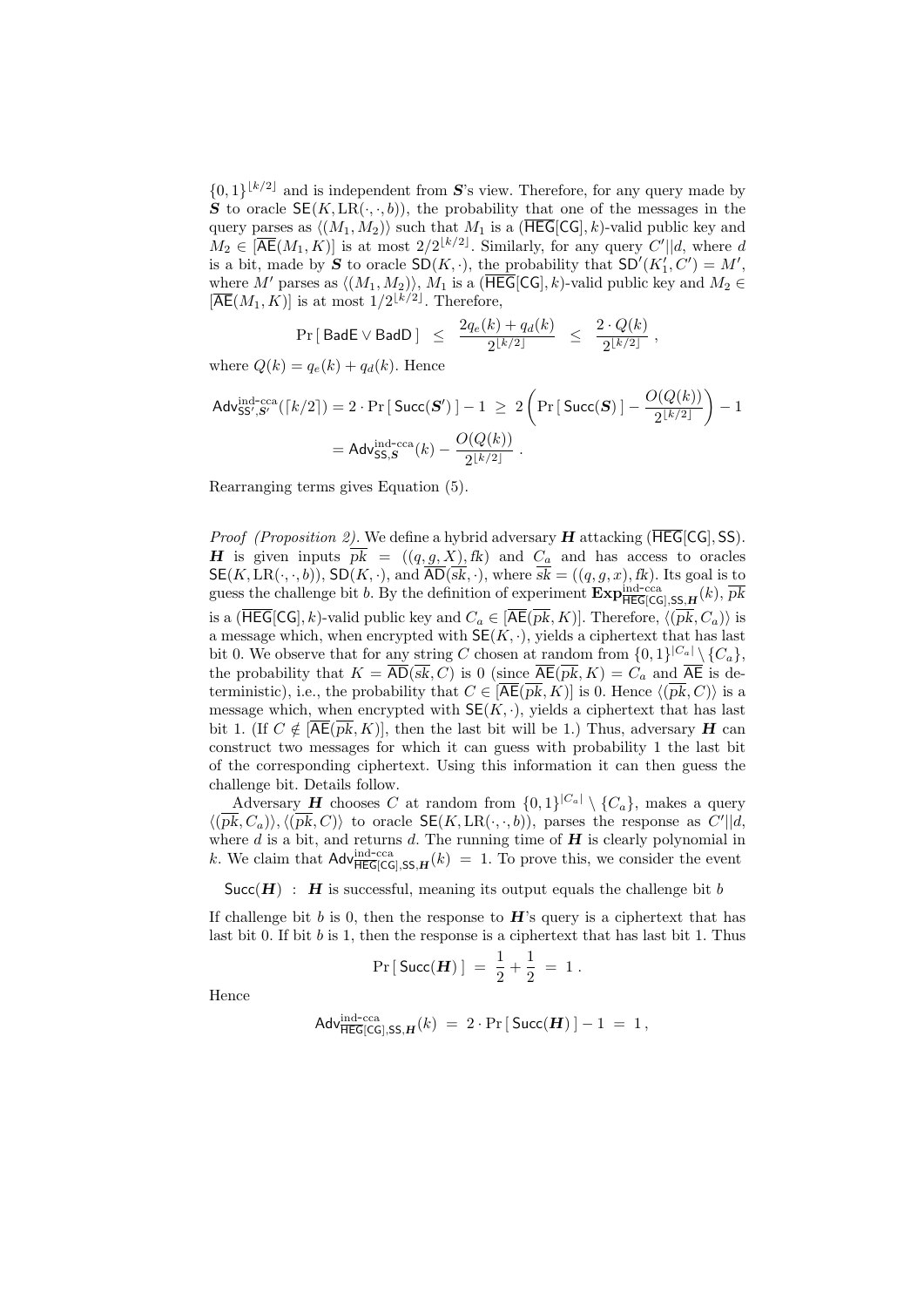$\{0,1\}^{\lfloor k/2 \rfloor}$ and is independent from $\boldsymbol{S}$'s view. Therefore, for any query made by $\boldsymbol{S}$ to oracle $\mathsf{SE}(K, \mathrm{LR}(\cdot,\cdot,b))$, the probability that one of the messages in the query parses as $\langle (M_1, M_2) \rangle$ such that $M_1$ is a $(\overline{\mathsf{HEG}}[\mathsf{CG}], k)$-valid public key and $M_2 \in [\overline{\mathsf{AE}}(M_1, K)]$ is at most $2/2^{\lfloor k/2 \rfloor}$. Similarly, for any query $C' \| d$, where $d$ is a bit, made by $\boldsymbol{S}$ to oracle $\mathsf{SD}(K, \cdot)$, the probability that $\mathsf{SD}'(K_1', C') = M'$, where $M'$ parses as $\langle (M_1, M_2) \rangle$, $M_1$ is a $(\overline{\mathsf{HEG}}[\mathsf{CG}], k)$-valid public key and $M_2 \in [\overline{\mathsf{AE}}(M_1, K)]$ is at most $1/2^{\lfloor k/2 \rfloor}$. Therefore,

$$\Pr[\,\mathsf{BadE} \vee \mathsf{BadD}\,] \;\leq\; \frac{2q_e(k) + q_d(k)}{2^{\lfloor k/2 \rfloor}} \;\leq\; \frac{2 \cdot Q(k)}{2^{\lfloor k/2 \rfloor}} \;,$$

where $Q(k) = q_e(k) + q_d(k)$. Hence

$$\begin{aligned}
\mathsf{Adv}^{\text{ind-cca}}_{\mathsf{SS}',\boldsymbol{S}'}(\lceil k/2 \rceil) &= 2 \cdot \Pr[\,\mathsf{Succ}(\boldsymbol{S}')\,] - 1 \;\geq\; 2\left(\Pr[\,\mathsf{Succ}(\boldsymbol{S})\,] - \frac{O(Q(k))}{2^{\lfloor k/2 \rfloor}}\right) - 1 \\
&= \mathsf{Adv}^{\text{ind-cca}}_{\mathsf{SS},\boldsymbol{S}}(k) - \frac{O(Q(k))}{2^{\lfloor k/2 \rfloor}} \;.
\end{aligned}$$

Rearranging terms gives Equation (5).

*Proof (Proposition 2).* We define a hybrid adversary $\boldsymbol{H}$ attacking $(\overline{\mathsf{HEG}}[\mathsf{CG}], \mathsf{SS})$. $\boldsymbol{H}$ is given inputs $\overline{pk} = ((q,g,X), fk)$ and $C_a$ and has access to oracles $\mathsf{SE}(K, \mathrm{LR}(\cdot,\cdot,b))$, $\mathsf{SD}(K,\cdot)$, and $\overline{\mathsf{AD}}(\overline{sk},\cdot)$, where $\overline{sk} = ((q,g,x), fk)$. Its goal is to guess the challenge bit $b$. By the definition of experiment $\mathbf{Exp}^{\text{ind-cca}}_{\overline{\mathsf{HEG}}[\mathsf{CG}],\mathsf{SS},\boldsymbol{H}}(k)$, $\overline{pk}$ is a $(\overline{\mathsf{HEG}}[\mathsf{CG}], k)$-valid public key and $C_a \in [\overline{\mathsf{AE}}(\overline{pk}, K)]$. Therefore, $\langle (\overline{pk}, C_a) \rangle$ is a message which, when encrypted with $\mathsf{SE}(K,\cdot)$, yields a ciphertext that has last bit 0. We observe that for any string $C$ chosen at random from $\{0,1\}^{|C_a|} \setminus \{C_a\}$, the probability that $K = \overline{\mathsf{AD}}(\overline{sk}, C)$ is 0 (since $\overline{\mathsf{AE}}(\overline{pk}, K) = C_a$ and $\overline{\mathsf{AE}}$ is deterministic), i.e., the probability that $C \in [\overline{\mathsf{AE}}(\overline{pk}, K)]$ is 0. Hence $\langle (\overline{pk}, C) \rangle$ is a message which, when encrypted with $\mathsf{SE}(K,\cdot)$, yields a ciphertext that has last bit 1. (If $C \notin [\overline{\mathsf{AE}}(\overline{pk}, K)]$, then the last bit will be 1.) Thus, adversary $\boldsymbol{H}$ can construct two messages for which it can guess with probability 1 the last bit of the corresponding ciphertext. Using this information it can then guess the challenge bit. Details follow.

Adversary $\boldsymbol{H}$ chooses $C$ at random from $\{0,1\}^{|C_a|} \setminus \{C_a\}$, makes a query $\langle (\overline{pk}, C_a) \rangle, \langle (\overline{pk}, C) \rangle$ to oracle $\mathsf{SE}(K, \mathrm{LR}(\cdot,\cdot,b))$, parses the response as $C' \| d$, where $d$ is a bit, and returns $d$. The running time of $\boldsymbol{H}$ is clearly polynomial in $k$. We claim that $\mathsf{Adv}^{\text{ind-cca}}_{\overline{\mathsf{HEG}}[\mathsf{CG}],\mathsf{SS},\boldsymbol{H}}(k) = 1$. To prove this, we consider the event

$\mathsf{Succ}(\boldsymbol{H})$ : $\boldsymbol{H}$ is successful, meaning its output equals the challenge bit $b$

If challenge bit $b$ is 0, then the response to $\boldsymbol{H}$'s query is a ciphertext that has last bit 0. If bit $b$ is 1, then the response is a ciphertext that has last bit 1. Thus

$$\Pr[\,\mathsf{Succ}(\boldsymbol{H})\,] \;=\; \frac{1}{2} + \frac{1}{2} \;=\; 1 \;.$$

Hence

$$\mathsf{Adv}^{\text{ind-cca}}_{\overline{\mathsf{HEG}}[\mathsf{CG}],\mathsf{SS},\boldsymbol{H}}(k) \;=\; 2 \cdot \Pr[\,\mathsf{Succ}(\boldsymbol{H})\,] - 1 \;=\; 1 \;,$$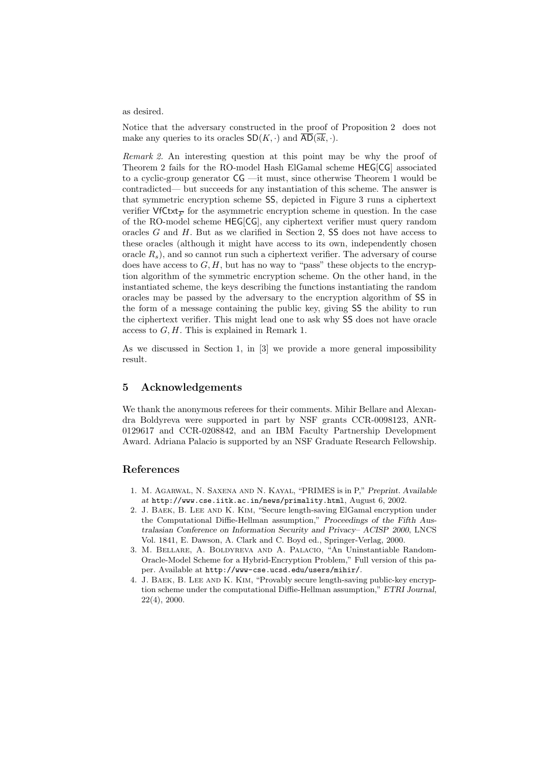as desired.

Notice that the adversary constructed in the proof of Proposition 2 does not make any queries to its oracles $\mathsf{SD}(K, \cdot)$ and $\overline{\mathsf{AD}}(\overline{sk}, \cdot)$.

*Remark 2.* An interesting question at this point may be why the proof of Theorem 2 fails for the RO-model Hash ElGamal scheme $\mathsf{HEG}[\mathsf{CG}]$ associated to a cyclic-group generator $\mathsf{CG}$ —it must, since otherwise Theorem 1 would be contradicted— but succeeds for any instantiation of this scheme. The answer is that symmetric encryption scheme $\mathsf{SS}$, depicted in Figure 3 runs a ciphertext verifier $\mathsf{VfCtxt}_{\overline{\mathcal{F}}}$ for the asymmetric encryption scheme in question. In the case of the RO-model scheme $\mathsf{HEG}[\mathsf{CG}]$, any ciphertext verifier must query random oracles $G$ and $H$. But as we clarified in Section 2, $\mathsf{SS}$ does not have access to these oracles (although it might have access to its own, independently chosen oracle $R_s$), and so cannot run such a ciphertext verifier. The adversary of course does have access to $G, H$, but has no way to "pass" these objects to the encryption algorithm of the symmetric encryption scheme. On the other hand, in the instantiated scheme, the keys describing the functions instantiating the random oracles may be passed by the adversary to the encryption algorithm of $\mathsf{SS}$ in the form of a message containing the public key, giving $\mathsf{SS}$ the ability to run the ciphertext verifier. This might lead one to ask why $\mathsf{SS}$ does not have oracle access to $G, H$. This is explained in Remark 1.

As we discussed in Section 1, in [3] we provide a more general impossibility result.

## 5 Acknowledgements

We thank the anonymous referees for their comments. Mihir Bellare and Alexandra Boldyreva were supported in part by NSF grants CCR-0098123, ANR-0129617 and CCR-0208842, and an IBM Faculty Partnership Development Award. Adriana Palacio is supported by an NSF Graduate Research Fellowship.

## References

1. M. Agarwal, N. Saxena and N. Kayal, "PRIMES is in P," *Preprint. Available at* http://www.cse.iitk.ac.in/news/primality.html, August 6, 2002.
2. J. Baek, B. Lee and K. Kim, "Secure length-saving ElGamal encryption under the Computational Diffie-Hellman assumption," *Proceedings of the Fifth Australasian Conference on Information Security and Privacy– ACISP 2000*, LNCS Vol. 1841, E. Dawson, A. Clark and C. Boyd ed., Springer-Verlag, 2000.
3. M. Bellare, A. Boldyreva and A. Palacio, "An Uninstantiable Random-Oracle-Model Scheme for a Hybrid-Encryption Problem," Full version of this paper. Available at http://www-cse.ucsd.edu/users/mihir/.
4. J. Baek, B. Lee and K. Kim, "Provably secure length-saving public-key encryption scheme under the computational Diffie-Hellman assumption," *ETRI Journal*, 22(4), 2000.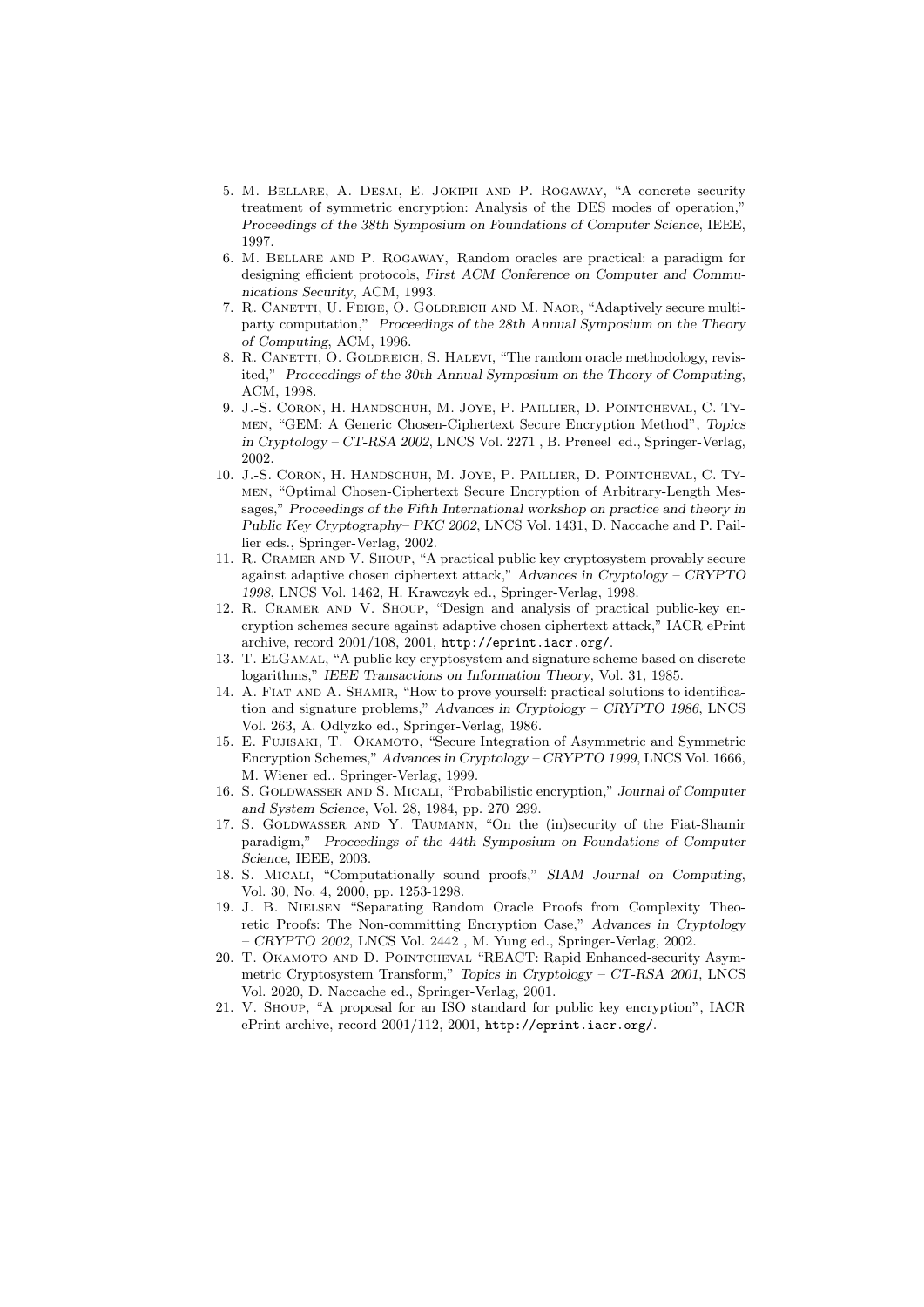5. M. Bellare, A. Desai, E. Jokipii and P. Rogaway, "A concrete security treatment of symmetric encryption: Analysis of the DES modes of operation," *Proceedings of the 38th Symposium on Foundations of Computer Science*, IEEE, 1997.
6. M. Bellare and P. Rogaway, Random oracles are practical: a paradigm for designing efficient protocols, *First ACM Conference on Computer and Communications Security*, ACM, 1993.
7. R. Canetti, U. Feige, O. Goldreich and M. Naor, "Adaptively secure multi-party computation," *Proceedings of the 28th Annual Symposium on the Theory of Computing*, ACM, 1996.
8. R. Canetti, O. Goldreich, S. Halevi, "The random oracle methodology, revisited," *Proceedings of the 30th Annual Symposium on the Theory of Computing*, ACM, 1998.
9. J.-S. Coron, H. Handschuh, M. Joye, P. Paillier, D. Pointcheval, C. Tymen, "GEM: A Generic Chosen-Ciphertext Secure Encryption Method", *Topics in Cryptology – CT-RSA 2002*, LNCS Vol. 2271 , B. Preneel ed., Springer-Verlag, 2002.
10. J.-S. Coron, H. Handschuh, M. Joye, P. Paillier, D. Pointcheval, C. Tymen, "Optimal Chosen-Ciphertext Secure Encryption of Arbitrary-Length Messages," *Proceedings of the Fifth International workshop on practice and theory in Public Key Cryptography– PKC 2002*, LNCS Vol. 1431, D. Naccache and P. Paillier eds., Springer-Verlag, 2002.
11. R. Cramer and V. Shoup, "A practical public key cryptosystem provably secure against adaptive chosen ciphertext attack," *Advances in Cryptology – CRYPTO 1998*, LNCS Vol. 1462, H. Krawczyk ed., Springer-Verlag, 1998.
12. R. Cramer and V. Shoup, "Design and analysis of practical public-key encryption schemes secure against adaptive chosen ciphertext attack," IACR ePrint archive, record 2001/108, 2001, `http://eprint.iacr.org/`.
13. T. ElGamal, "A public key cryptosystem and signature scheme based on discrete logarithms," *IEEE Transactions on Information Theory*, Vol. 31, 1985.
14. A. Fiat and A. Shamir, "How to prove yourself: practical solutions to identification and signature problems," *Advances in Cryptology – CRYPTO 1986*, LNCS Vol. 263, A. Odlyzko ed., Springer-Verlag, 1986.
15. E. Fujisaki, T. Okamoto, "Secure Integration of Asymmetric and Symmetric Encryption Schemes," *Advances in Cryptology – CRYPTO 1999*, LNCS Vol. 1666, M. Wiener ed., Springer-Verlag, 1999.
16. S. Goldwasser and S. Micali, "Probabilistic encryption," *Journal of Computer and System Science*, Vol. 28, 1984, pp. 270–299.
17. S. Goldwasser and Y. Taumann, "On the (in)security of the Fiat-Shamir paradigm," *Proceedings of the 44th Symposium on Foundations of Computer Science*, IEEE, 2003.
18. S. Micali, "Computationally sound proofs," *SIAM Journal on Computing*, Vol. 30, No. 4, 2000, pp. 1253-1298.
19. J. B. Nielsen "Separating Random Oracle Proofs from Complexity Theoretic Proofs: The Non-committing Encryption Case," *Advances in Cryptology – CRYPTO 2002*, LNCS Vol. 2442 , M. Yung ed., Springer-Verlag, 2002.
20. T. Okamoto and D. Pointcheval "REACT: Rapid Enhanced-security Asymmetric Cryptosystem Transform," *Topics in Cryptology – CT-RSA 2001*, LNCS Vol. 2020, D. Naccache ed., Springer-Verlag, 2001.
21. V. Shoup, "A proposal for an ISO standard for public key encryption", IACR ePrint archive, record 2001/112, 2001, `http://eprint.iacr.org/`.